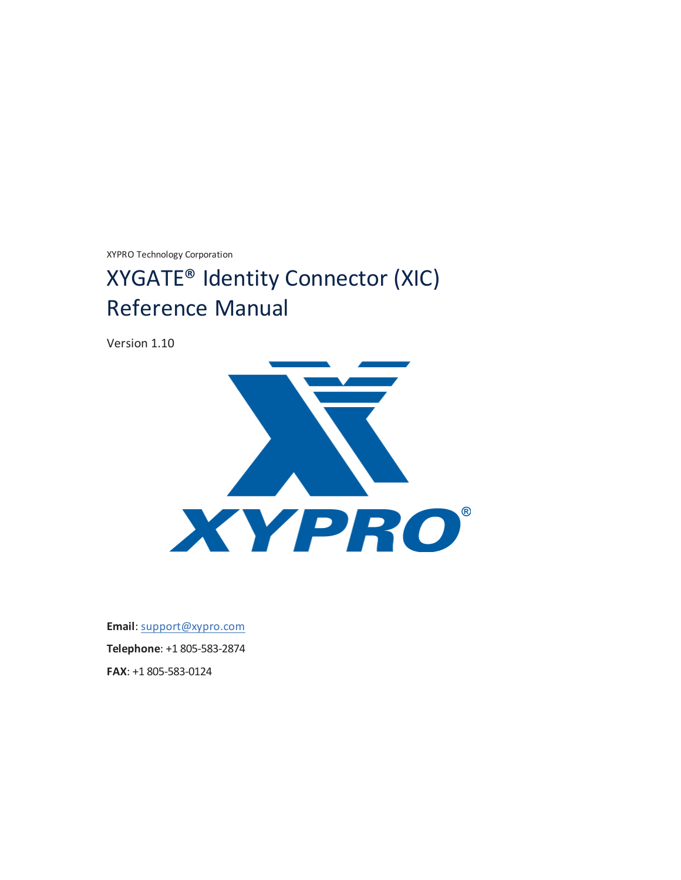XYPRO Technology Corporation

# XYGATE® Identity Connector (XIC) Reference Manual

Version 1.10

**Email**: support@xypro.com

**Telephone**: +1 805-583-2874

**FAX**: +1 805-583-0124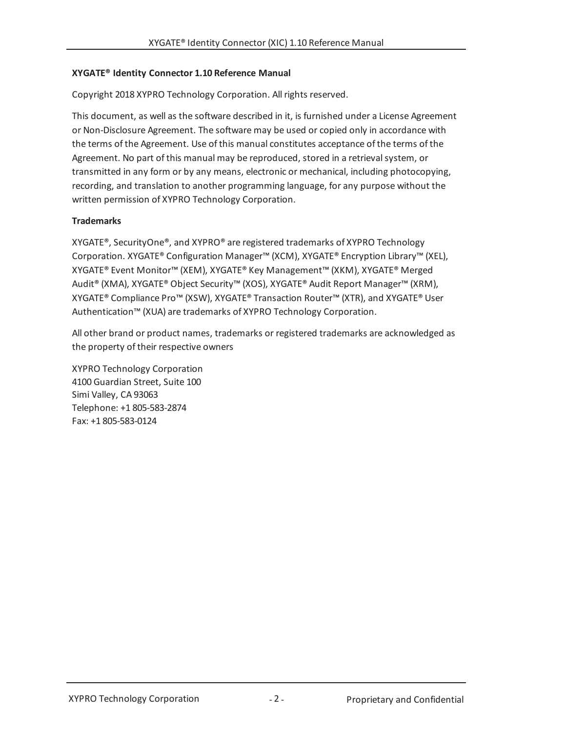**XYGATE® Identity Connector 1.10 Reference Manual**

Copyright 2018 XYPRO Technology Corporation. All rights reserved.

This document, as well as the software described in it, is furnished under a License Agreement or Non-Disclosure Agreement. The software may be used or copied only in accordance with the terms of the Agreement. Use of this manual constitutes acceptance of the terms of the Agreement. No part of this manual may be reproduced, stored in a retrieval system, or transmitted in any form or by any means, electronic or mechanical, including photocopying, recording, and translation to another programming language, for any purpose without the written permission of XYPRO Technology Corporation.

**Trademarks**

XYGATE®, SecurityOne®, and XYPRO® are registered trademarks of XYPRO Technology Corporation. XYGATE® Configuration Manager™ (XCM), XYGATE® Encryption Library™ (XEL), XYGATE® Event Monitor™ (XEM), XYGATE® Key Management™ (XKM), XYGATE® Merged Audit® (XMA), XYGATE® Object Security™ (XOS), XYGATE® Audit Report Manager™ (XRM), XYGATE® Compliance Pro™ (XSW), XYGATE® Transaction Router™ (XTR), and XYGATE® User Authentication™ (XUA) are trademarks of XYPRO Technology Corporation.

All other brand or product names, trademarks or registered trademarks are acknowledged as the property of their respective owners

XYPRO Technology Corporation
4100 Guardian Street, Suite 100
Simi Valley, CA 93063
Telephone: +1 805-583-2874
Fax: +1 805-583-0124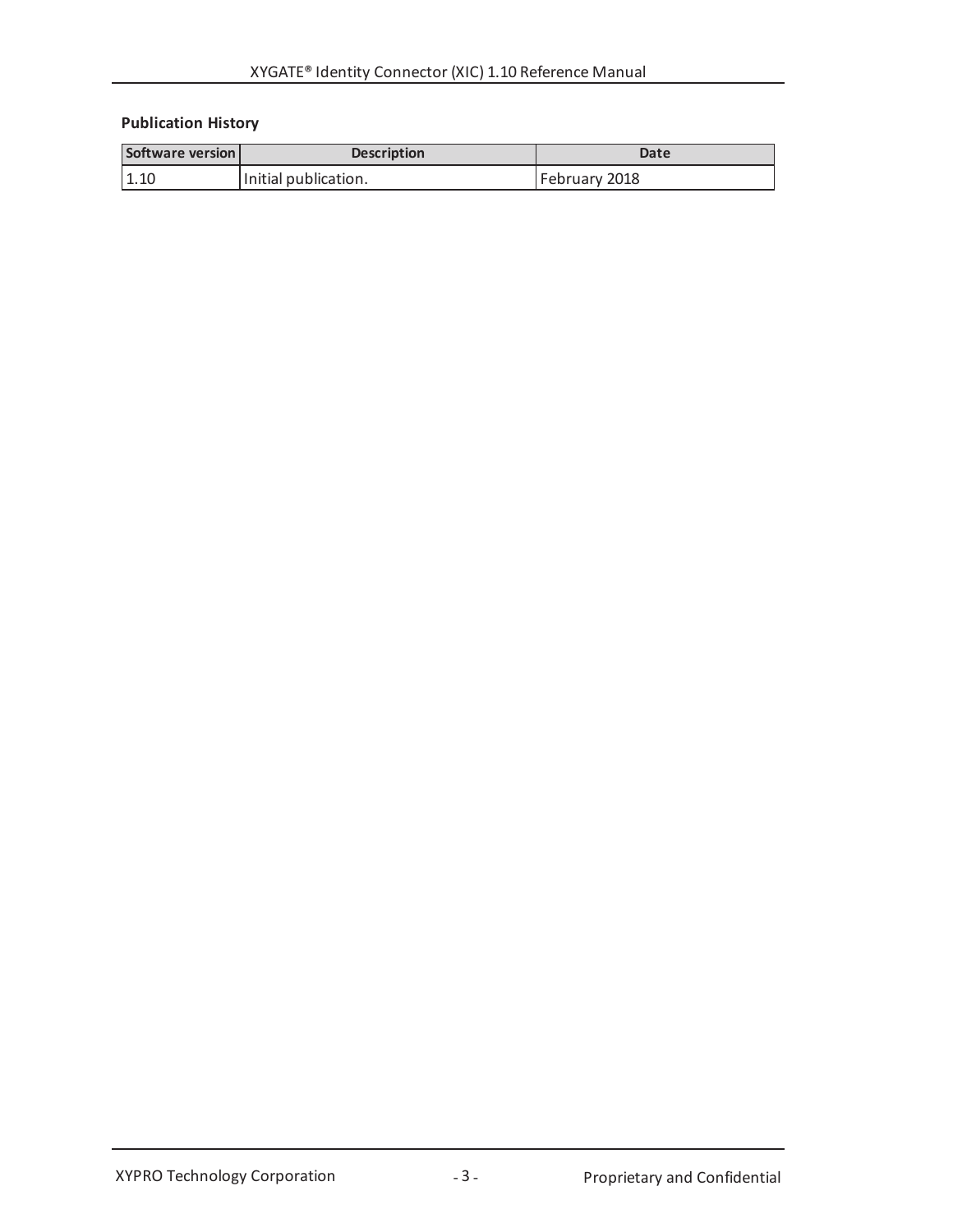**Publication History**

| Software version | Description | Date |
| --- | --- | --- |
| 1.10 | Initial publication. | February 2018 |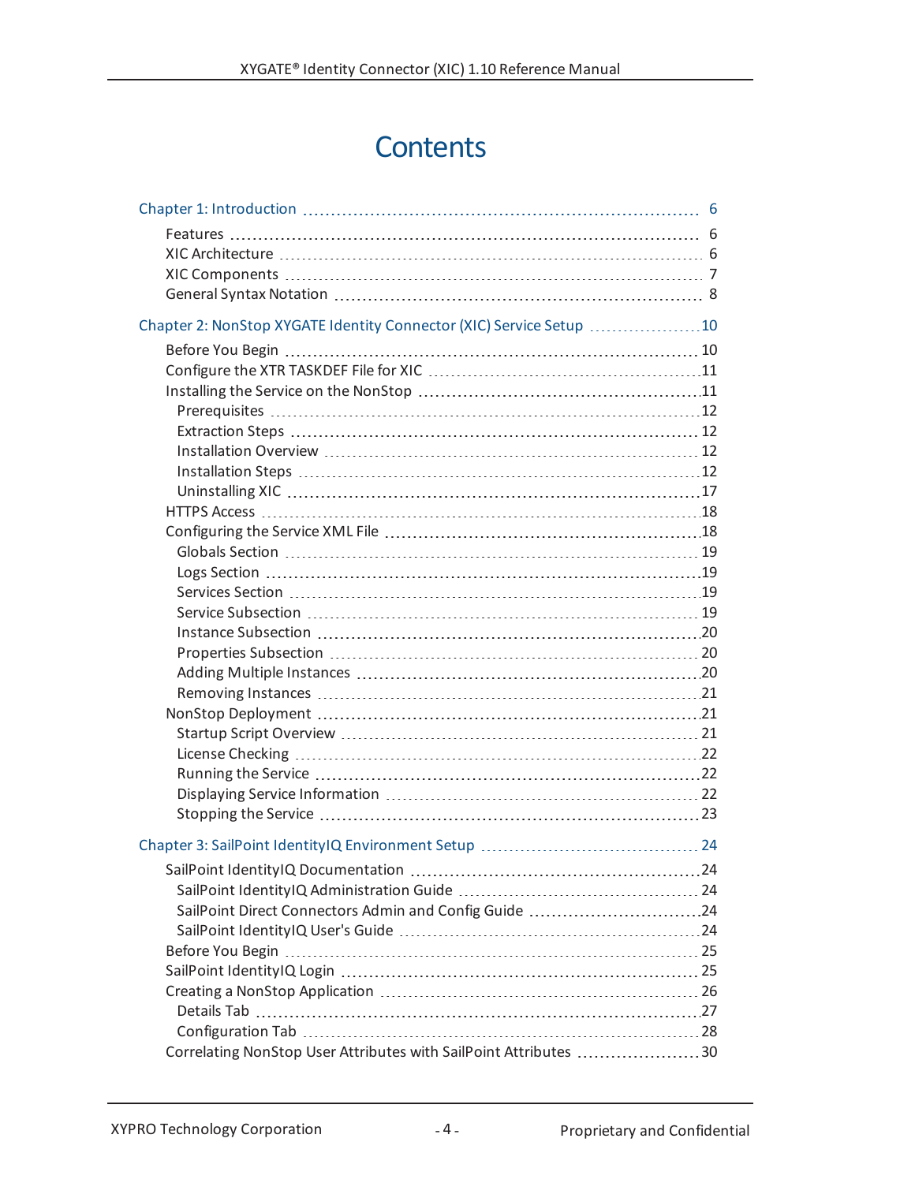# Contents

Chapter 1: Introduction ........ 6

- Features ........ 6
- XIC Architecture ........ 6
- XIC Components ........ 7
- General Syntax Notation ........ 8

Chapter 2: NonStop XYGATE Identity Connector (XIC) Service Setup ........ 10

- Before You Begin ........ 10
- Configure the XTR TASKDEF File for XIC ........ 11
- Installing the Service on the NonStop ........ 11
  - Prerequisites ........ 12
  - Extraction Steps ........ 12
  - Installation Overview ........ 12
  - Installation Steps ........ 12
  - Uninstalling XIC ........ 17
- HTTPS Access ........ 18
- Configuring the Service XML File ........ 18
  - Globals Section ........ 19
  - Logs Section ........ 19
  - Services Section ........ 19
  - Service Subsection ........ 19
  - Instance Subsection ........ 20
  - Properties Subsection ........ 20
  - Adding Multiple Instances ........ 20
  - Removing Instances ........ 21
- NonStop Deployment ........ 21
  - Startup Script Overview ........ 21
  - License Checking ........ 22
  - Running the Service ........ 22
  - Displaying Service Information ........ 22
  - Stopping the Service ........ 23

Chapter 3: SailPoint IdentityIQ Environment Setup ........ 24

- SailPoint IdentityIQ Documentation ........ 24
  - SailPoint IdentityIQ Administration Guide ........ 24
  - SailPoint Direct Connectors Admin and Config Guide ........ 24
  - SailPoint IdentityIQ User's Guide ........ 24
- Before You Begin ........ 25
- SailPoint IdentityIQ Login ........ 25
- Creating a NonStop Application ........ 26
  - Details Tab ........ 27
  - Configuration Tab ........ 28
- Correlating NonStop User Attributes with SailPoint Attributes ........ 30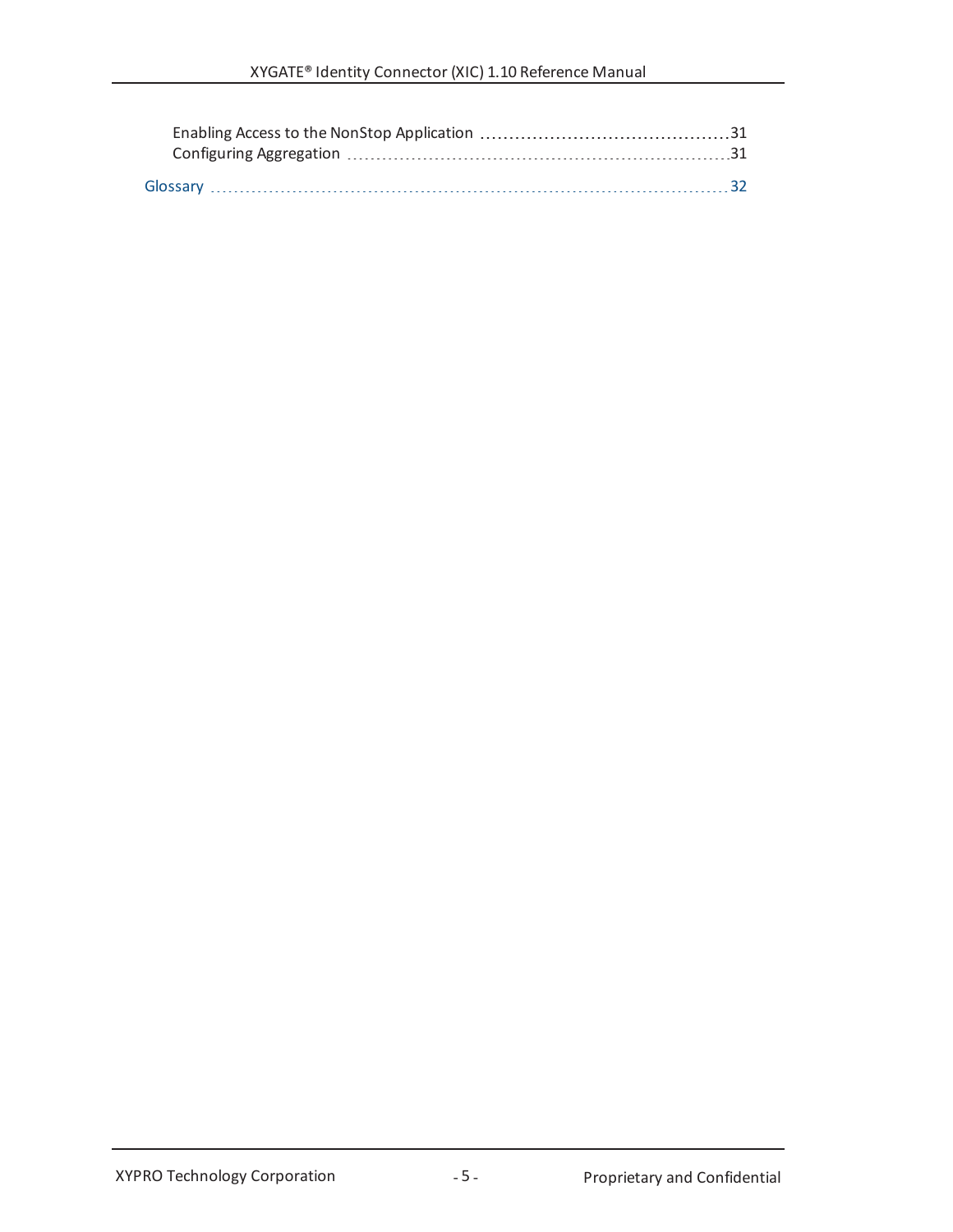Enabling Access to the NonStop Application ........................................ 31
Configuring Aggregation ........................................................................ 31

Glossary ........................................................................................................ 32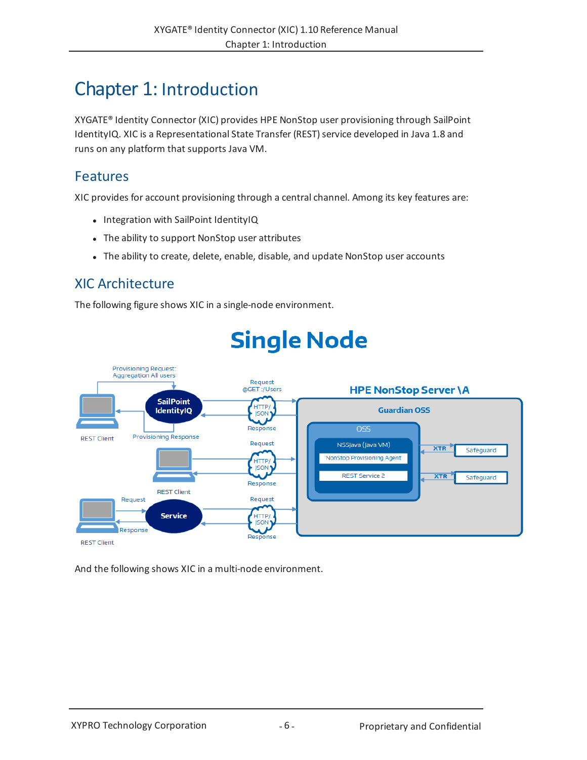# Chapter 1: Introduction

XYGATE® Identity Connector (XIC) provides HPE NonStop user provisioning through SailPoint IdentityIQ. XIC is a Representational State Transfer (REST) service developed in Java 1.8 and runs on any platform that supports Java VM.

## Features

XIC provides for account provisioning through a central channel. Among its key features are:

- Integration with SailPoint IdentityIQ
- The ability to support NonStop user attributes
- The ability to create, delete, enable, disable, and update NonStop user accounts

## XIC Architecture

The following figure shows XIC in a single-node environment.

And the following shows XIC in a multi-node environment.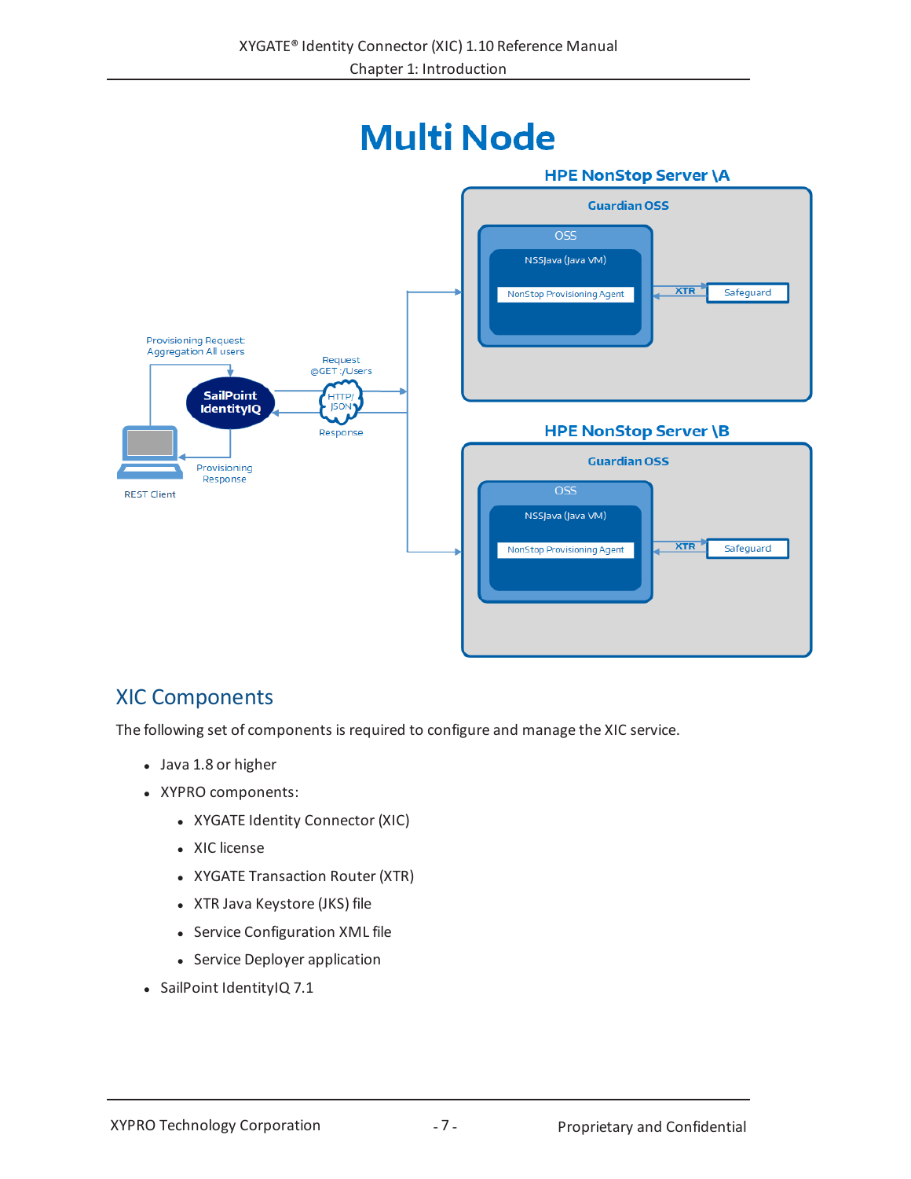# Multi Node

HPE NonStop Server \A

Guardian OSS

OSS

NSSJava (Java VM)

NonStop Provisioning Agent

XTR

Safeguard

HPE NonStop Server \B

Guardian OSS

OSS

NSSJava (Java VM)

NonStop Provisioning Agent

XTR

Safeguard

Provisioning Request: Aggregation All users

SailPoint IdentityIQ

Request @GET :/Users

HTTP/ JSON

Response

Provisioning Response

REST Client

## XIC Components

The following set of components is required to configure and manage the XIC service.

- Java 1.8 or higher
- XYPRO components:
  - XYGATE Identity Connector (XIC)
  - XIC license
  - XYGATE Transaction Router (XTR)
  - XTR Java Keystore (JKS) file
  - Service Configuration XML file
  - Service Deployer application
- SailPoint IdentityIQ 7.1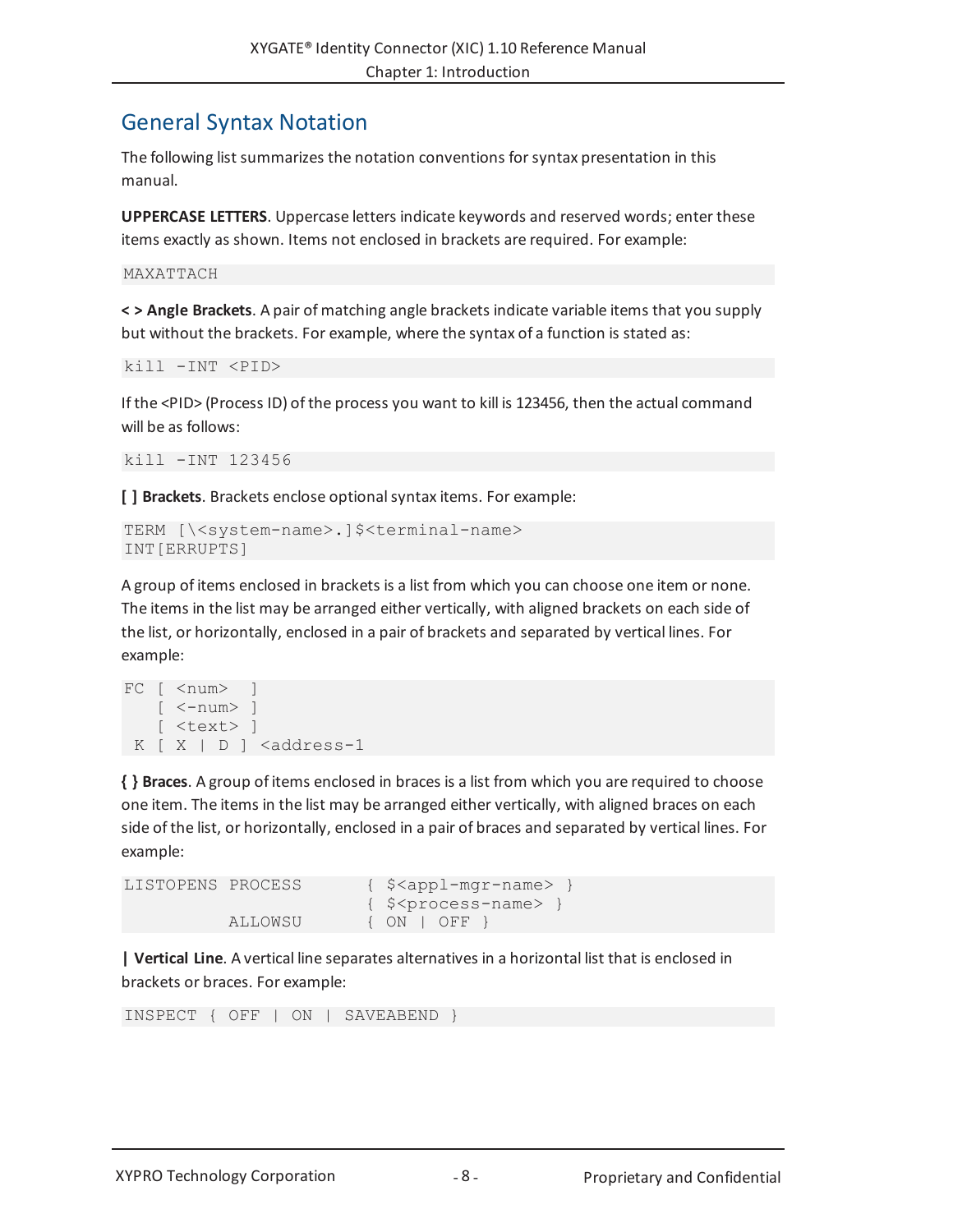## General Syntax Notation

The following list summarizes the notation conventions for syntax presentation in this manual.

**UPPERCASE LETTERS**. Uppercase letters indicate keywords and reserved words; enter these items exactly as shown. Items not enclosed in brackets are required. For example:

```
MAXATTACH
```

**< > Angle Brackets**. A pair of matching angle brackets indicate variable items that you supply but without the brackets. For example, where the syntax of a function is stated as:

```
kill -INT <PID>
```

If the <PID> (Process ID) of the process you want to kill is 123456, then the actual command will be as follows:

```
kill -INT 123456
```

**[ ] Brackets**. Brackets enclose optional syntax items. For example:

```
TERM [\<system-name>.]$<terminal-name>
INT[ERRUPTS]
```

A group of items enclosed in brackets is a list from which you can choose one item or none. The items in the list may be arranged either vertically, with aligned brackets on each side of the list, or horizontally, enclosed in a pair of brackets and separated by vertical lines. For example:

```
FC [ <num>  ]
   [ <-num> ]
   [ <text> ]
 K [ X | D ] <address-1
```

**{ } Braces**. A group of items enclosed in braces is a list from which you are required to choose one item. The items in the list may be arranged either vertically, with aligned braces on each side of the list, or horizontally, enclosed in a pair of braces and separated by vertical lines. For example:

```
LISTOPENS PROCESS      { $<appl-mgr-name> }
                       { $<process-name> }
          ALLOWSU      { ON | OFF }
```

**| Vertical Line**. A vertical line separates alternatives in a horizontal list that is enclosed in brackets or braces. For example:

```
INSPECT { OFF | ON | SAVEABEND }
```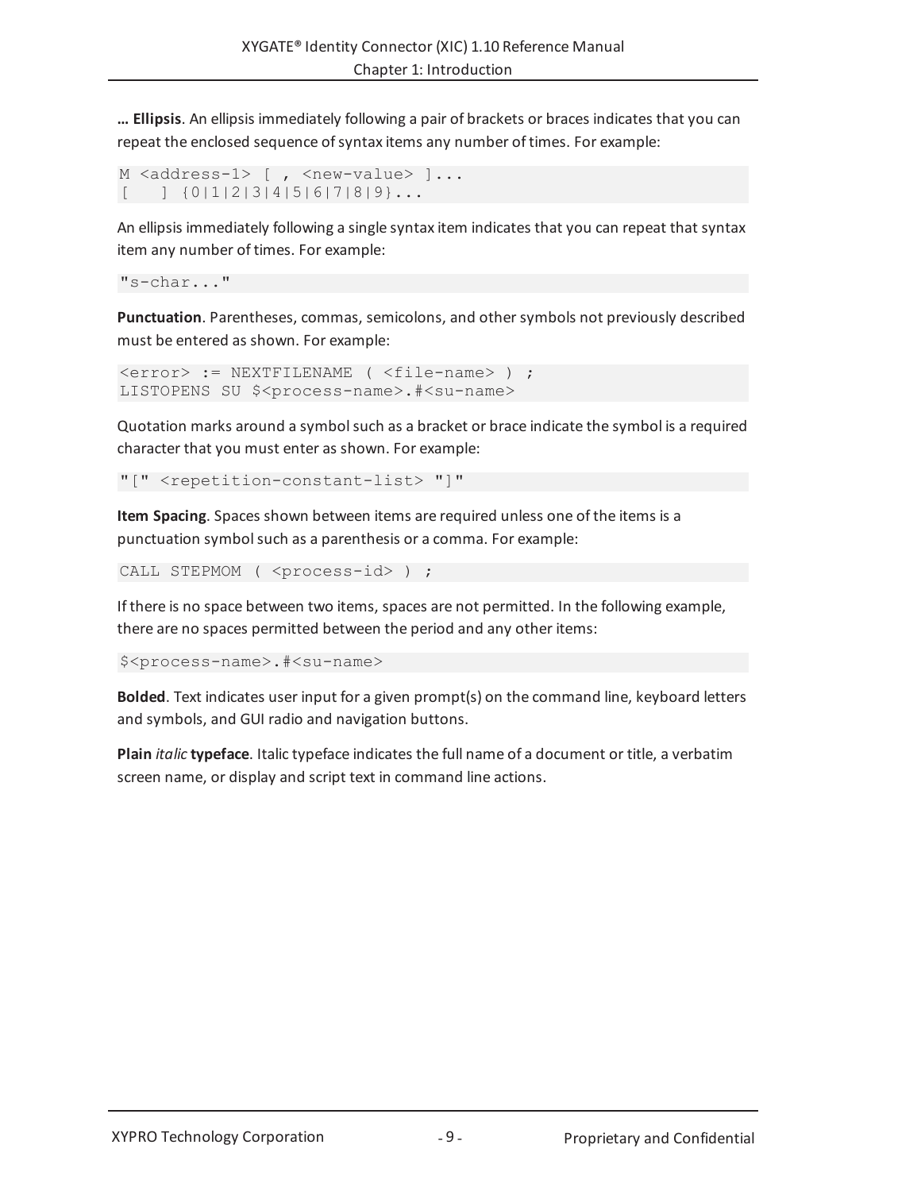**… Ellipsis**. An ellipsis immediately following a pair of brackets or braces indicates that you can repeat the enclosed sequence of syntax items any number of times. For example:

```
M <address-1> [ , <new-value> ]...
[    ] {0|1|2|3|4|5|6|7|8|9}...
```

An ellipsis immediately following a single syntax item indicates that you can repeat that syntax item any number of times. For example:

```
"s-char..."
```

**Punctuation**. Parentheses, commas, semicolons, and other symbols not previously described must be entered as shown. For example:

```
<error> := NEXTFILENAME ( <file-name> ) ;
LISTOPENS SU $<process-name>.#<su-name>
```

Quotation marks around a symbol such as a bracket or brace indicate the symbol is a required character that you must enter as shown. For example:

```
"[" <repetition-constant-list> "]"
```

**Item Spacing**. Spaces shown between items are required unless one of the items is a punctuation symbol such as a parenthesis or a comma. For example:

```
CALL STEPMOM ( <process-id> ) ;
```

If there is no space between two items, spaces are not permitted. In the following example, there are no spaces permitted between the period and any other items:

```
$<process-name>.#<su-name>
```

**Bolded**. Text indicates user input for a given prompt(s) on the command line, keyboard letters and symbols, and GUI radio and navigation buttons.

**Plain** *italic* **typeface**. Italic typeface indicates the full name of a document or title, a verbatim screen name, or display and script text in command line actions.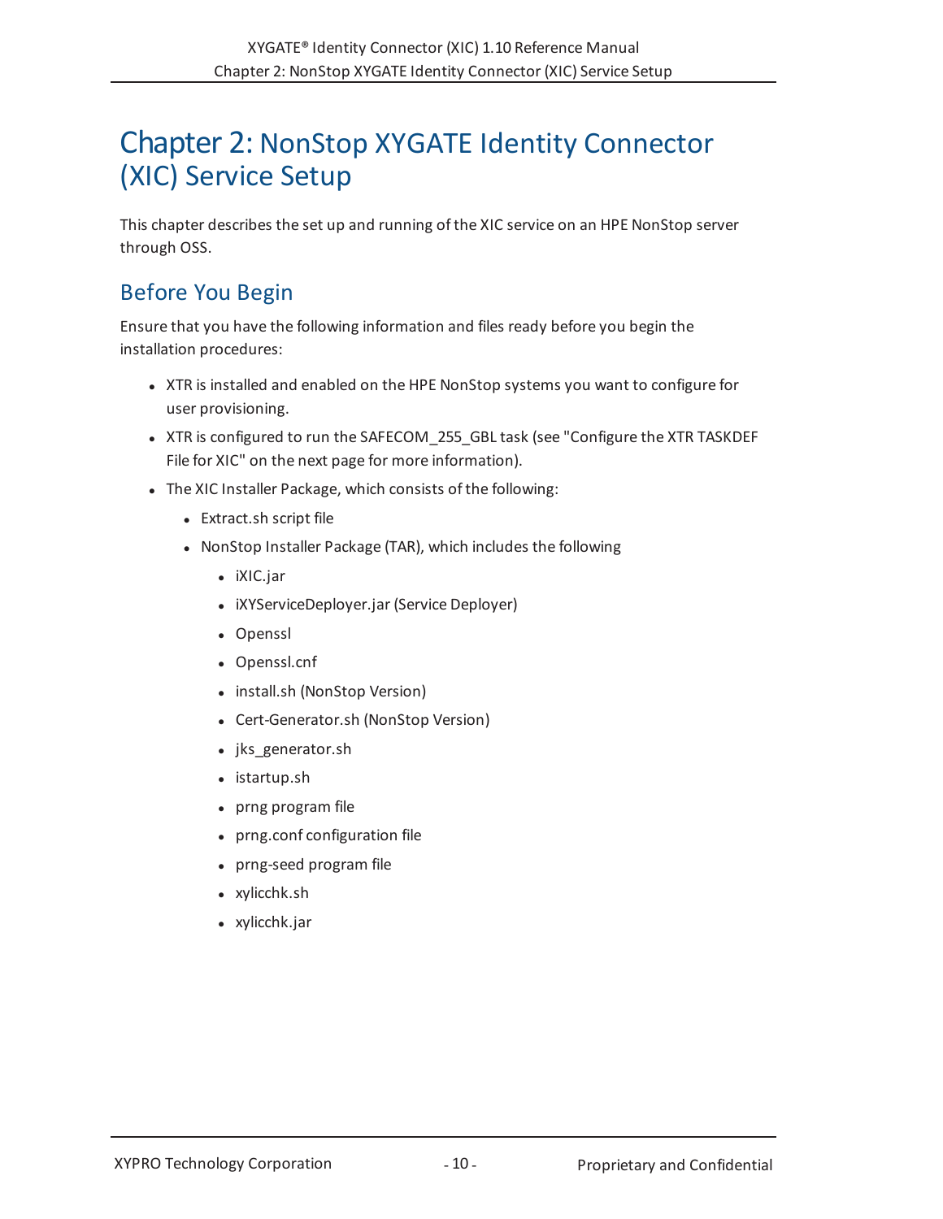# Chapter 2: NonStop XYGATE Identity Connector (XIC) Service Setup

This chapter describes the set up and running of the XIC service on an HPE NonStop server through OSS.

## Before You Begin

Ensure that you have the following information and files ready before you begin the installation procedures:

- XTR is installed and enabled on the HPE NonStop systems you want to configure for user provisioning.
- XTR is configured to run the SAFECOM_255_GBL task (see "Configure the XTR TASKDEF File for XIC" on the next page for more information).
- The XIC Installer Package, which consists of the following:
  - Extract.sh script file
  - NonStop Installer Package (TAR), which includes the following
    - iXIC.jar
    - iXYServiceDeployer.jar (Service Deployer)
    - Openssl
    - Openssl.cnf
    - install.sh (NonStop Version)
    - Cert-Generator.sh (NonStop Version)
    - jks_generator.sh
    - istartup.sh
    - prng program file
    - prng.conf configuration file
    - prng-seed program file
    - xylicchk.sh
    - xylicchk.jar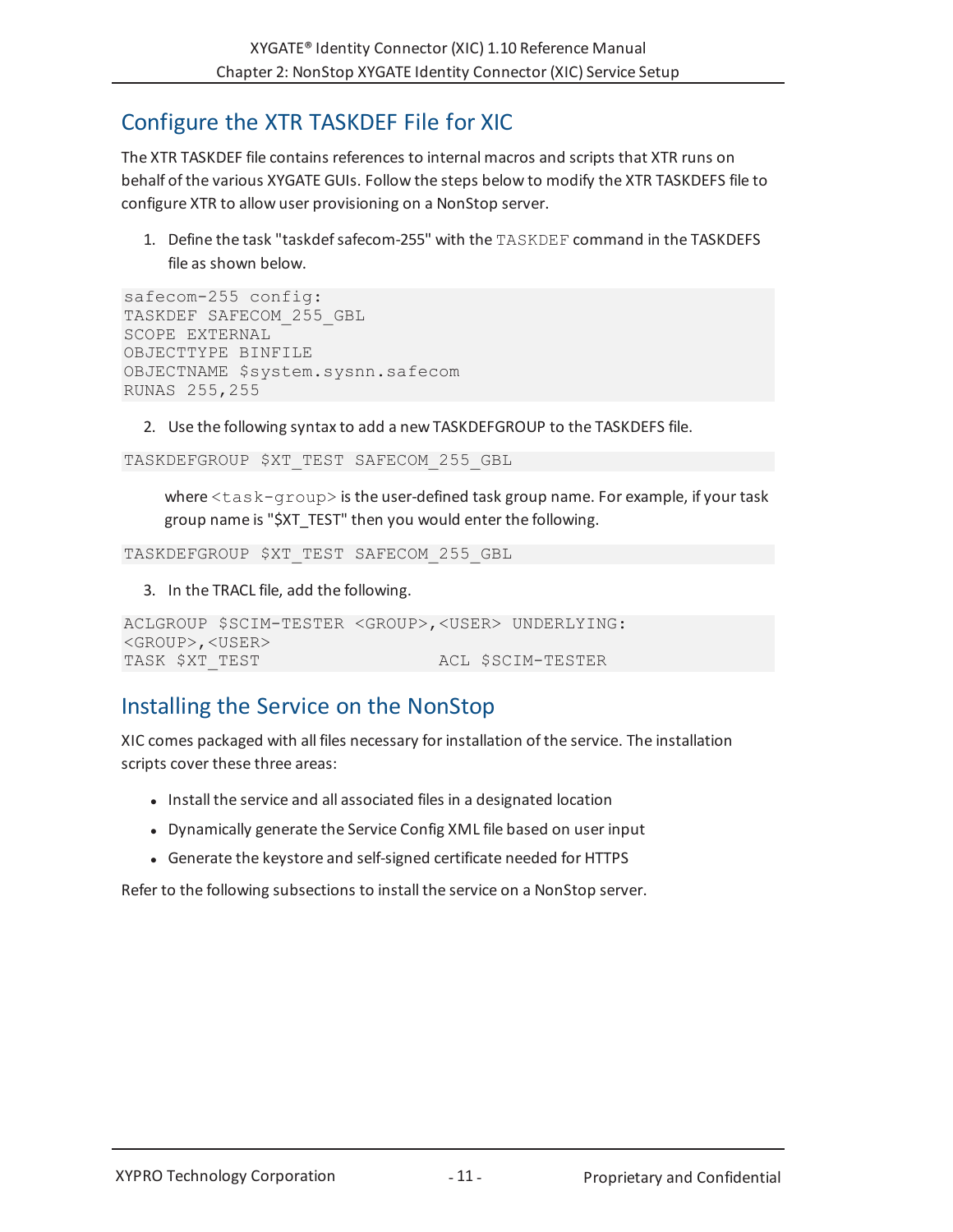## Configure the XTR TASKDEF File for XIC

The XTR TASKDEF file contains references to internal macros and scripts that XTR runs on behalf of the various XYGATE GUIs. Follow the steps below to modify the XTR TASKDEFS file to configure XTR to allow user provisioning on a NonStop server.

1. Define the task "taskdef safecom-255" with the `TASKDEF` command in the TASKDEFS file as shown below.

```
safecom-255 config:
TASKDEF SAFECOM_255_GBL
SCOPE EXTERNAL
OBJECTTYPE BINFILE
OBJECTNAME $system.sysnn.safecom
RUNAS 255,255
```

2. Use the following syntax to add a new TASKDEFGROUP to the TASKDEFS file.

```
TASKDEFGROUP $XT_TEST SAFECOM_255_GBL
```

where `<task-group>` is the user-defined task group name. For example, if your task group name is "$XT_TEST" then you would enter the following.

```
TASKDEFGROUP $XT_TEST SAFECOM_255_GBL
```

3. In the TRACL file, add the following.

```
ACLGROUP $SCIM-TESTER <GROUP>,<USER> UNDERLYING:
<GROUP>,<USER>
TASK $XT_TEST                    ACL $SCIM-TESTER
```

## Installing the Service on the NonStop

XIC comes packaged with all files necessary for installation of the service. The installation scripts cover these three areas:

- Install the service and all associated files in a designated location
- Dynamically generate the Service Config XML file based on user input
- Generate the keystore and self-signed certificate needed for HTTPS

Refer to the following subsections to install the service on a NonStop server.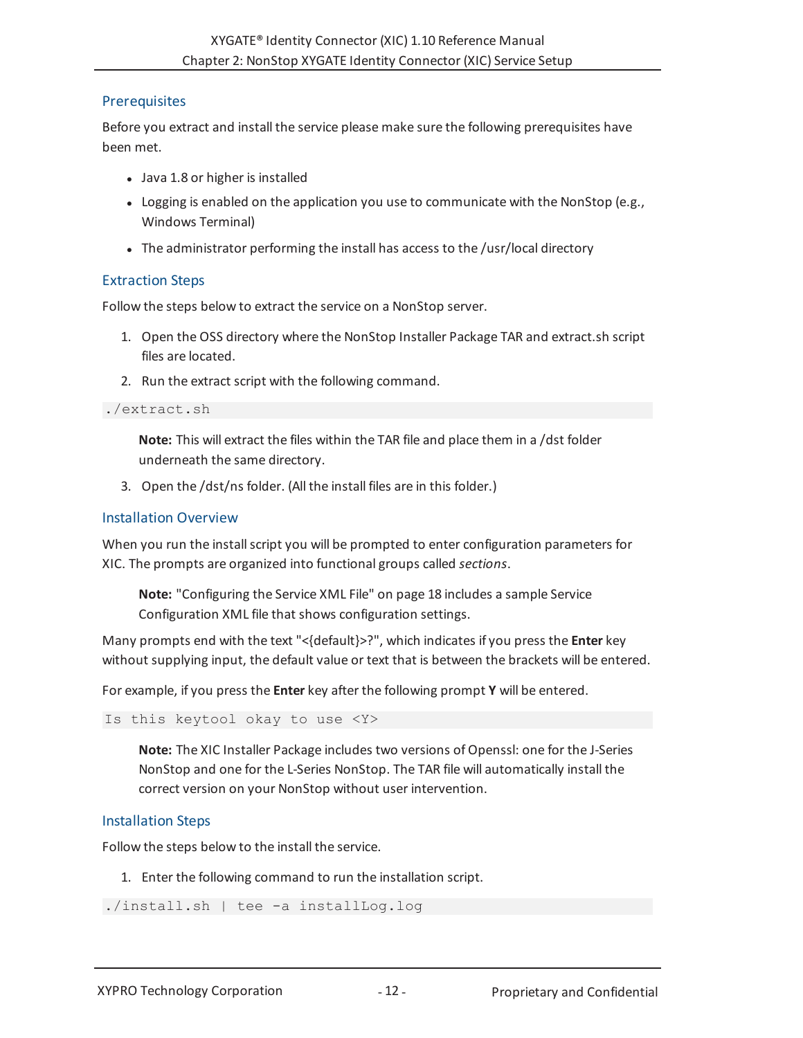## Prerequisites

Before you extract and install the service please make sure the following prerequisites have been met.

- Java 1.8 or higher is installed
- Logging is enabled on the application you use to communicate with the NonStop (e.g., Windows Terminal)
- The administrator performing the install has access to the /usr/local directory

## Extraction Steps

Follow the steps below to extract the service on a NonStop server.

1. Open the OSS directory where the NonStop Installer Package TAR and extract.sh script files are located.
2. Run the extract script with the following command.

```
./extract.sh
```

> **Note:** This will extract the files within the TAR file and place them in a /dst folder underneath the same directory.

3. Open the /dst/ns folder. (All the install files are in this folder.)

## Installation Overview

When you run the install script you will be prompted to enter configuration parameters for XIC. The prompts are organized into functional groups called *sections*.

> **Note:** "Configuring the Service XML File" on page 18 includes a sample Service Configuration XML file that shows configuration settings.

Many prompts end with the text "<{default}>?", which indicates if you press the **Enter** key without supplying input, the default value or text that is between the brackets will be entered.

For example, if you press the **Enter** key after the following prompt **Y** will be entered.

```
Is this keytool okay to use <Y>
```

> **Note:** The XIC Installer Package includes two versions of Openssl: one for the J-Series NonStop and one for the L-Series NonStop. The TAR file will automatically install the correct version on your NonStop without user intervention.

## Installation Steps

Follow the steps below to the install the service.

1. Enter the following command to run the installation script.

```
./install.sh | tee -a installLog.log
```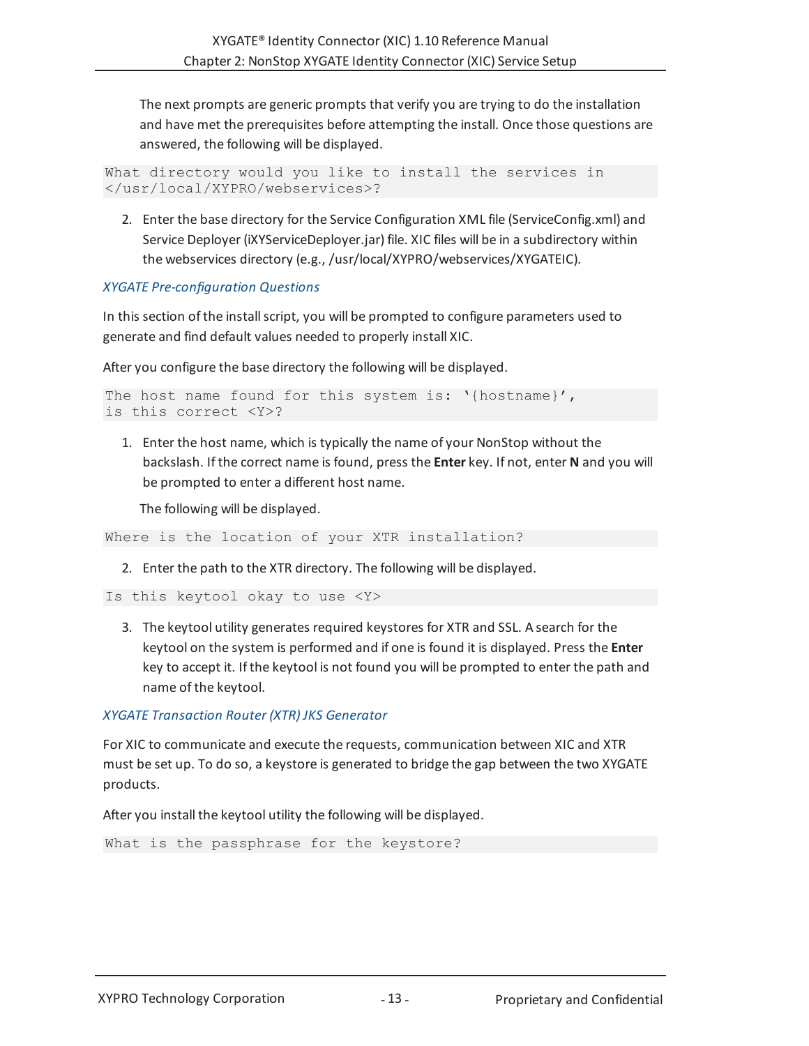The next prompts are generic prompts that verify you are trying to do the installation and have met the prerequisites before attempting the install. Once those questions are answered, the following will be displayed.

```
What directory would you like to install the services in
</usr/local/XYPRO/webservices>?
```

2. Enter the base directory for the Service Configuration XML file (ServiceConfig.xml) and Service Deployer (iXYServiceDeployer.jar) file. XIC files will be in a subdirectory within the webservices directory (e.g., /usr/local/XYPRO/webservices/XYGATEIC).

### *XYGATE Pre-configuration Questions*

In this section of the install script, you will be prompted to configure parameters used to generate and find default values needed to properly install XIC.

After you configure the base directory the following will be displayed.

```
The host name found for this system is: '{hostname}',
is this correct <Y>?
```

1. Enter the host name, which is typically the name of your NonStop without the backslash. If the correct name is found, press the **Enter** key. If not, enter **N** and you will be prompted to enter a different host name.

   The following will be displayed.

```
Where is the location of your XTR installation?
```

2. Enter the path to the XTR directory. The following will be displayed.

```
Is this keytool okay to use <Y>
```

3. The keytool utility generates required keystores for XTR and SSL. A search for the keytool on the system is performed and if one is found it is displayed. Press the **Enter** key to accept it. If the keytool is not found you will be prompted to enter the path and name of the keytool.

### *XYGATE Transaction Router (XTR) JKS Generator*

For XIC to communicate and execute the requests, communication between XIC and XTR must be set up. To do so, a keystore is generated to bridge the gap between the two XYGATE products.

After you install the keytool utility the following will be displayed.

```
What is the passphrase for the keystore?
```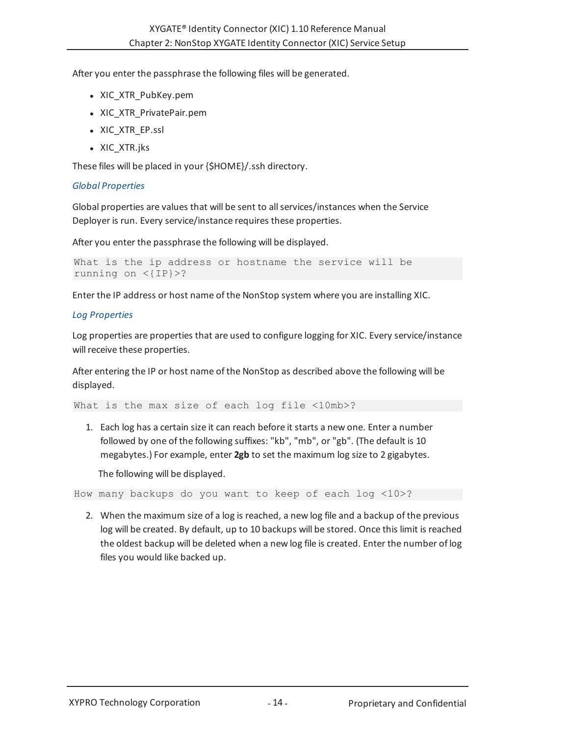After you enter the passphrase the following files will be generated.

- XIC_XTR_PubKey.pem
- XIC_XTR_PrivatePair.pem
- XIC_XTR_EP.ssl
- XIC_XTR.jks

These files will be placed in your {$HOME}/.ssh directory.

### *Global Properties*

Global properties are values that will be sent to all services/instances when the Service Deployer is run. Every service/instance requires these properties.

After you enter the passphrase the following will be displayed.

```
What is the ip address or hostname the service will be
running on <{IP}>?
```

Enter the IP address or host name of the NonStop system where you are installing XIC.

### *Log Properties*

Log properties are properties that are used to configure logging for XIC. Every service/instance will receive these properties.

After entering the IP or host name of the NonStop as described above the following will be displayed.

```
What is the max size of each log file <10mb>?
```

1. Each log has a certain size it can reach before it starts a new one. Enter a number followed by one of the following suffixes: "kb", "mb", or "gb". (The default is 10 megabytes.) For example, enter **2gb** to set the maximum log size to 2 gigabytes.

   The following will be displayed.

```
How many backups do you want to keep of each log <10>?
```

2. When the maximum size of a log is reached, a new log file and a backup of the previous log will be created. By default, up to 10 backups will be stored. Once this limit is reached the oldest backup will be deleted when a new log file is created. Enter the number of log files you would like backed up.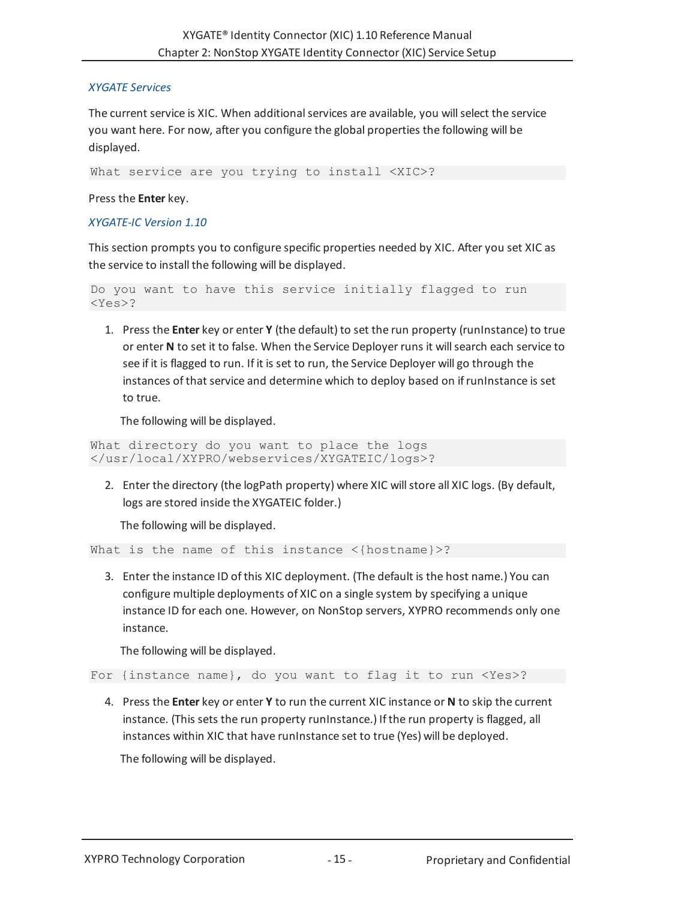### *XYGATE Services*

The current service is XIC. When additional services are available, you will select the service you want here. For now, after you configure the global properties the following will be displayed.

```
What service are you trying to install <XIC>?
```

Press the **Enter** key.

### *XYGATE-IC Version 1.10*

This section prompts you to configure specific properties needed by XIC. After you set XIC as the service to install the following will be displayed.

```
Do you want to have this service initially flagged to run
<Yes>?
```

1. Press the **Enter** key or enter **Y** (the default) to set the run property (runInstance) to true or enter **N** to set it to false. When the Service Deployer runs it will search each service to see if it is flagged to run. If it is set to run, the Service Deployer will go through the instances of that service and determine which to deploy based on if runInstance is set to true.

   The following will be displayed.

```
What directory do you want to place the logs
</usr/local/XYPRO/webservices/XYGATEIC/logs>?
```

2. Enter the directory (the logPath property) where XIC will store all XIC logs. (By default, logs are stored inside the XYGATEIC folder.)

   The following will be displayed.

```
What is the name of this instance <{hostname}>?
```

3. Enter the instance ID of this XIC deployment. (The default is the host name.) You can configure multiple deployments of XIC on a single system by specifying a unique instance ID for each one. However, on NonStop servers, XYPRO recommends only one instance.

   The following will be displayed.

```
For {instance name}, do you want to flag it to run <Yes>?
```

4. Press the **Enter** key or enter **Y** to run the current XIC instance or **N** to skip the current instance. (This sets the run property runInstance.) If the run property is flagged, all instances within XIC that have runInstance set to true (Yes) will be deployed.

   The following will be displayed.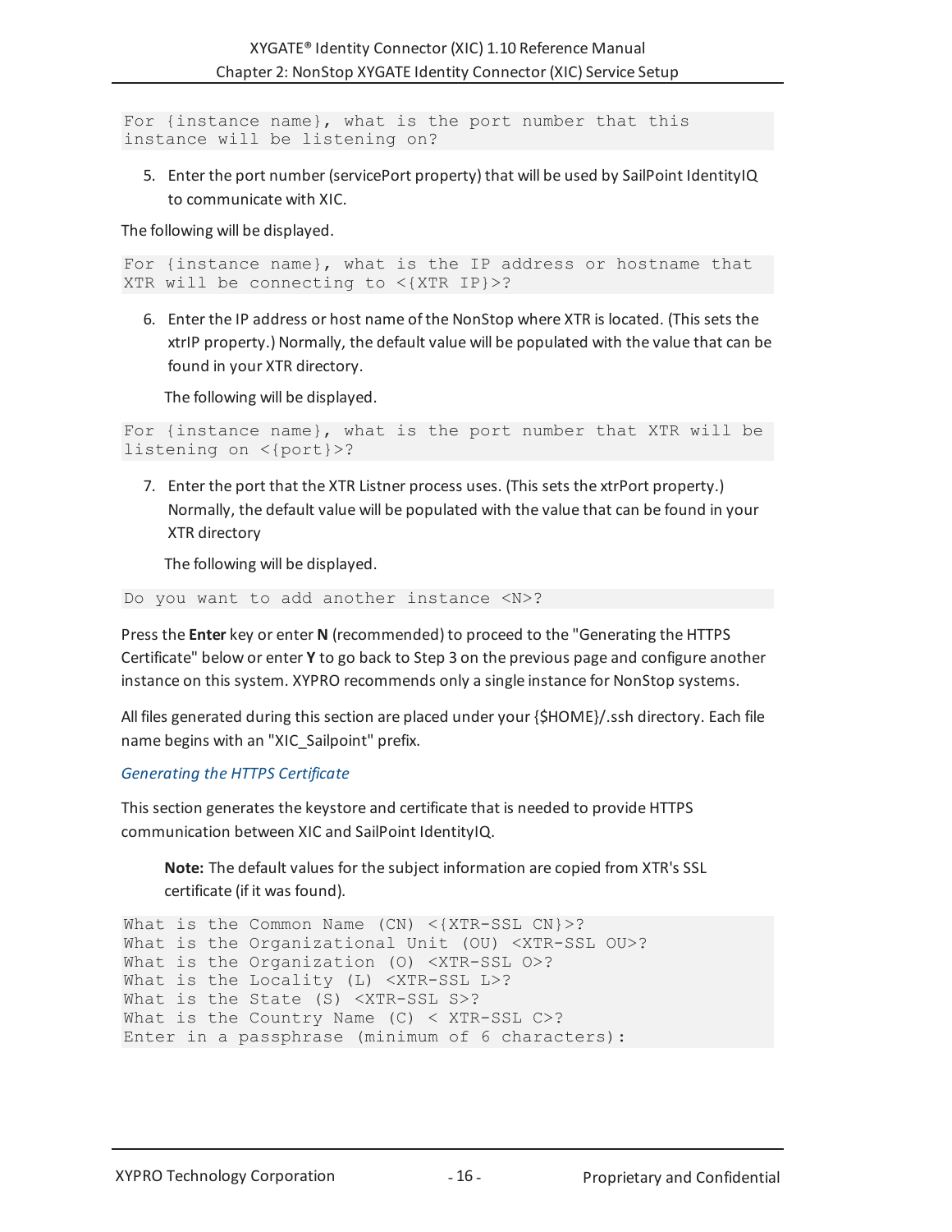```
For {instance name}, what is the port number that this
instance will be listening on?
```

5. Enter the port number (servicePort property) that will be used by SailPoint IdentityIQ to communicate with XIC.

The following will be displayed.

```
For {instance name}, what is the IP address or hostname that
XTR will be connecting to <{XTR IP}>?
```

6. Enter the IP address or host name of the NonStop where XTR is located. (This sets the xtrIP property.) Normally, the default value will be populated with the value that can be found in your XTR directory.

   The following will be displayed.

```
For {instance name}, what is the port number that XTR will be
listening on <{port}>?
```

7. Enter the port that the XTR Listner process uses. (This sets the xtrPort property.) Normally, the default value will be populated with the value that can be found in your XTR directory

   The following will be displayed.

```
Do you want to add another instance <N>?
```

Press the **Enter** key or enter **N** (recommended) to proceed to the "Generating the HTTPS Certificate" below or enter **Y** to go back to Step 3 on the previous page and configure another instance on this system. XYPRO recommends only a single instance for NonStop systems.

All files generated during this section are placed under your {$HOME}/.ssh directory. Each file name begins with an "XIC_Sailpoint" prefix.

*Generating the HTTPS Certificate*

This section generates the keystore and certificate that is needed to provide HTTPS communication between XIC and SailPoint IdentityIQ.

> **Note:** The default values for the subject information are copied from XTR's SSL certificate (if it was found).

```
What is the Common Name (CN) <{XTR-SSL CN}>?
What is the Organizational Unit (OU) <XTR-SSL OU>?
What is the Organization (O) <XTR-SSL O>?
What is the Locality (L) <XTR-SSL L>?
What is the State (S) <XTR-SSL S>?
What is the Country Name (C) < XTR-SSL C>?
Enter in a passphrase (minimum of 6 characters):
```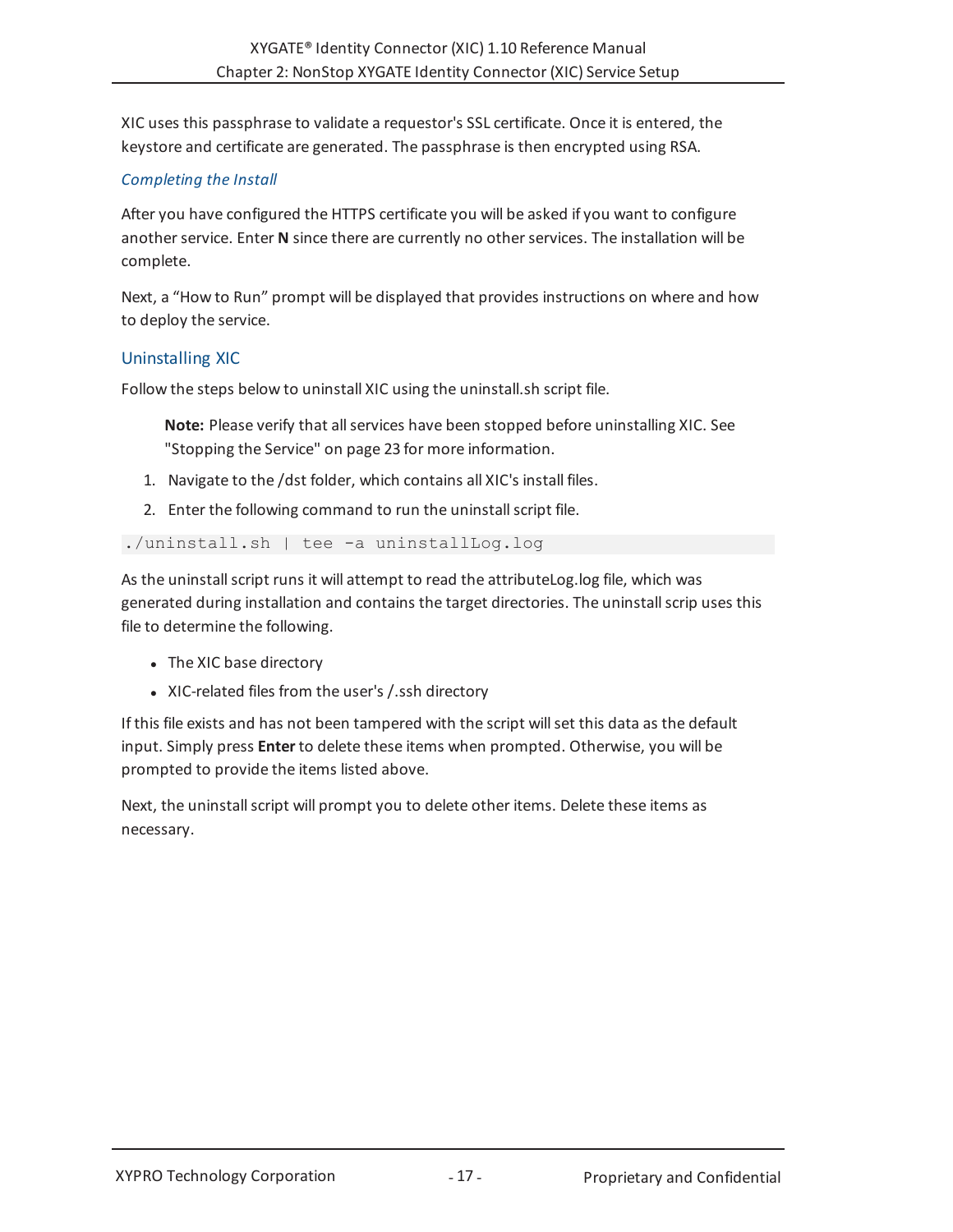XIC uses this passphrase to validate a requestor's SSL certificate. Once it is entered, the keystore and certificate are generated. The passphrase is then encrypted using RSA.

### *Completing the Install*

After you have configured the HTTPS certificate you will be asked if you want to configure another service. Enter **N** since there are currently no other services. The installation will be complete.

Next, a “How to Run” prompt will be displayed that provides instructions on where and how to deploy the service.

## Uninstalling XIC

Follow the steps below to uninstall XIC using the uninstall.sh script file.

> **Note:** Please verify that all services have been stopped before uninstalling XIC. See "Stopping the Service" on page 23 for more information.

1. Navigate to the /dst folder, which contains all XIC's install files.
2. Enter the following command to run the uninstall script file.

```
./uninstall.sh | tee -a uninstallLog.log
```

As the uninstall script runs it will attempt to read the attributeLog.log file, which was generated during installation and contains the target directories. The uninstall scrip uses this file to determine the following.

- The XIC base directory
- XIC-related files from the user's /.ssh directory

If this file exists and has not been tampered with the script will set this data as the default input. Simply press **Enter** to delete these items when prompted. Otherwise, you will be prompted to provide the items listed above.

Next, the uninstall script will prompt you to delete other items. Delete these items as necessary.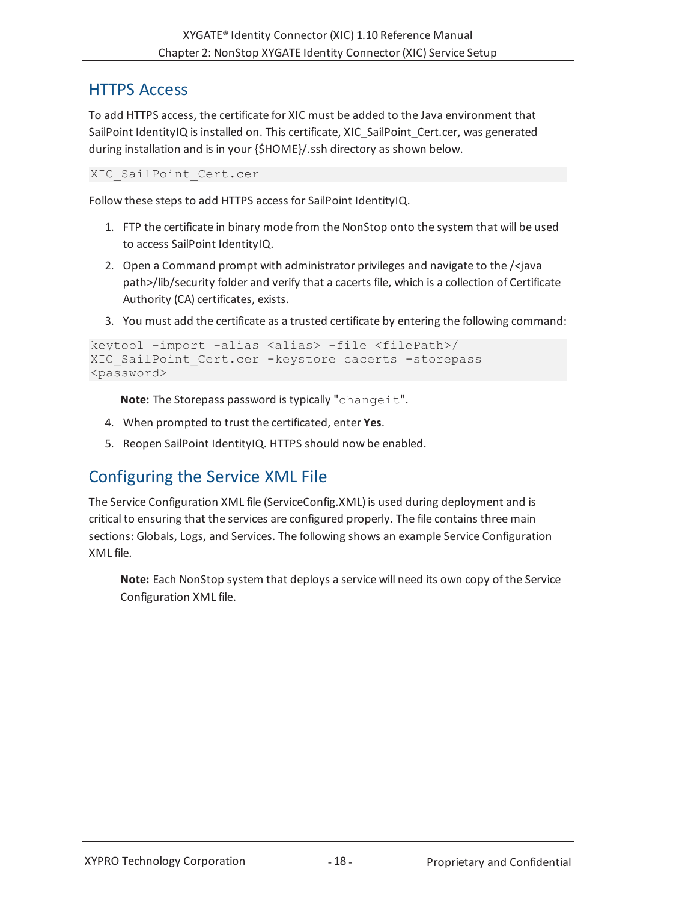## HTTPS Access

To add HTTPS access, the certificate for XIC must be added to the Java environment that SailPoint IdentityIQ is installed on. This certificate, XIC_SailPoint_Cert.cer, was generated during installation and is in your {$HOME}/.ssh directory as shown below.

```
XIC_SailPoint_Cert.cer
```

Follow these steps to add HTTPS access for SailPoint IdentityIQ.

1. FTP the certificate in binary mode from the NonStop onto the system that will be used to access SailPoint IdentityIQ.
2. Open a Command prompt with administrator privileges and navigate to the /<java path>/lib/security folder and verify that a cacerts file, which is a collection of Certificate Authority (CA) certificates, exists.
3. You must add the certificate as a trusted certificate by entering the following command:

```
keytool -import -alias <alias> -file <filePath>/
XIC_SailPoint_Cert.cer -keystore cacerts -storepass
<password>
```

> **Note:** The Storepass password is typically "`changeit`".

4. When prompted to trust the certificated, enter **Yes**.
5. Reopen SailPoint IdentityIQ. HTTPS should now be enabled.

## Configuring the Service XML File

The Service Configuration XML file (ServiceConfig.XML) is used during deployment and is critical to ensuring that the services are configured properly. The file contains three main sections: Globals, Logs, and Services. The following shows an example Service Configuration XML file.

> **Note:** Each NonStop system that deploys a service will need its own copy of the Service Configuration XML file.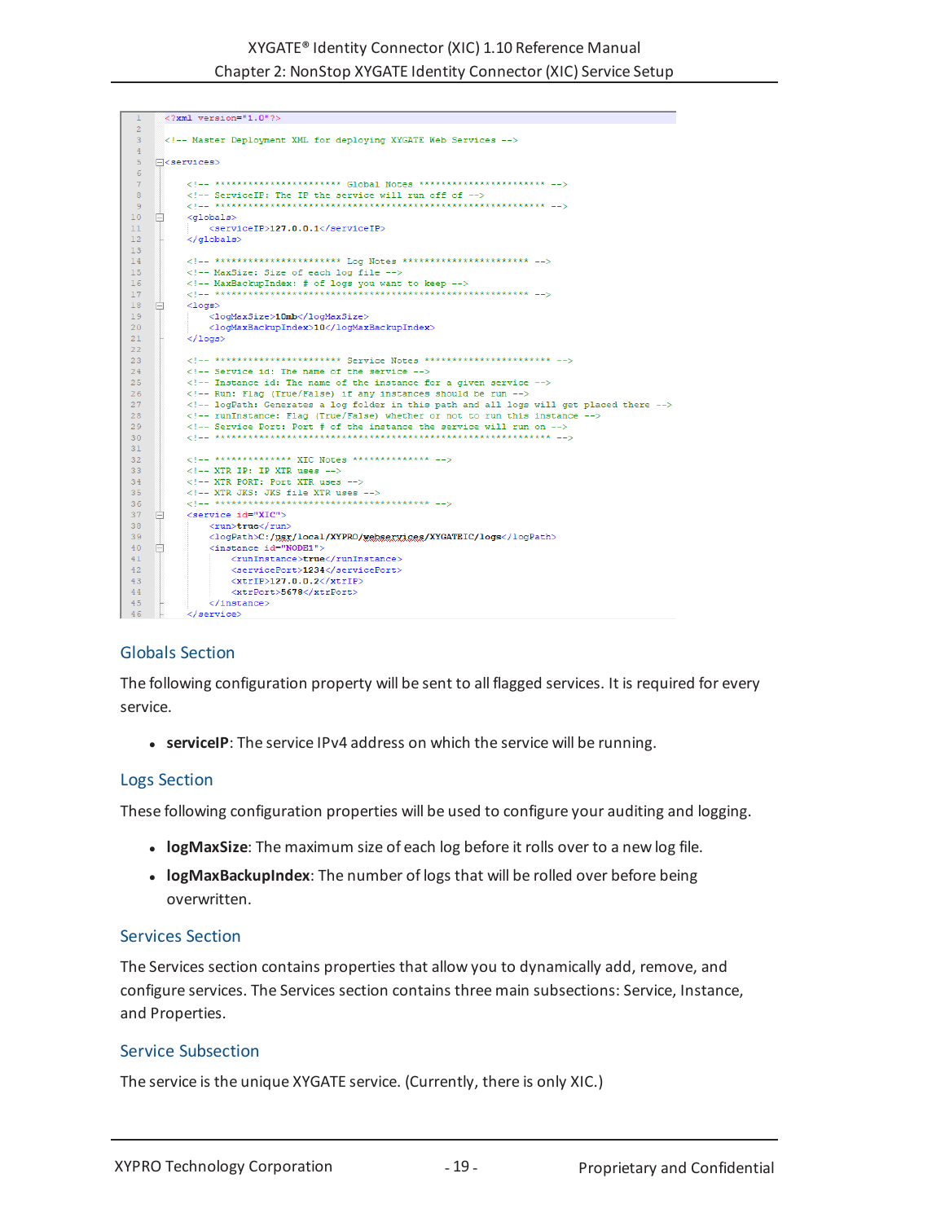```xml
<?xml version="1.0"?>

<!-- Master Deployment XML for deploying XYGATE Web Services -->

<services>

    <!-- ********************** Global Notes ********************** -->
    <!-- ServiceIP: The IP the service will run off of -->
    <!-- ********************************************************** -->
    <globals>
        <serviceIP>127.0.0.1</serviceIP>
    </globals>

    <!-- ********************** Log Notes ********************** -->
    <!-- MaxSize: Size of each log file -->
    <!-- MaxBackupIndex: # of logs you want to keep -->
    <!-- ******************************************************** -->
    <logs>
        <logMaxSize>10mb</logMaxSize>
        <logMaxBackupIndex>10</logMaxBackupIndex>
    </logs>

    <!-- ********************** Service Notes ********************** -->
    <!-- Service id: The name of the service -->
    <!-- Instance id: The name of the instance for a given service -->
    <!-- Run: Flag (True/False) if any instances should be run -->
    <!-- logPath: Generates a log folder in this path and all logs will get placed there -->
    <!-- runInstance: Flag (True/False) whether or not to run this instance -->
    <!-- Service Port: Port # of the instance the service will run on -->
    <!-- ************************************************************ -->

    <!-- ************** XIC Notes ************** -->
    <!-- XTR IP: IP XTR uses -->
    <!-- XTR PORT: Port XTR uses -->
    <!-- XTR JKS: JKS file XTR uses -->
    <!-- *************************************** -->
    <service id="XIC">
        <run>true</run>
        <logPath>C:/usr/local/XYPRO/webservices/XYGATEIC/logs</logPath>
        <instance id="NODE1">
            <runInstance>true</runInstance>
            <servicePort>1234</servicePort>
            <xtrIP>127.0.0.2</xtrIP>
            <xtrPort>5678</xtrPort>
        </instance>
    </service>
```

## Globals Section

The following configuration property will be sent to all flagged services. It is required for every service.

- **serviceIP**: The service IPv4 address on which the service will be running.

## Logs Section

These following configuration properties will be used to configure your auditing and logging.

- **logMaxSize**: The maximum size of each log before it rolls over to a new log file.
- **logMaxBackupIndex**: The number of logs that will be rolled over before being overwritten.

## Services Section

The Services section contains properties that allow you to dynamically add, remove, and configure services. The Services section contains three main subsections: Service, Instance, and Properties.

## Service Subsection

The service is the unique XYGATE service. (Currently, there is only XIC.)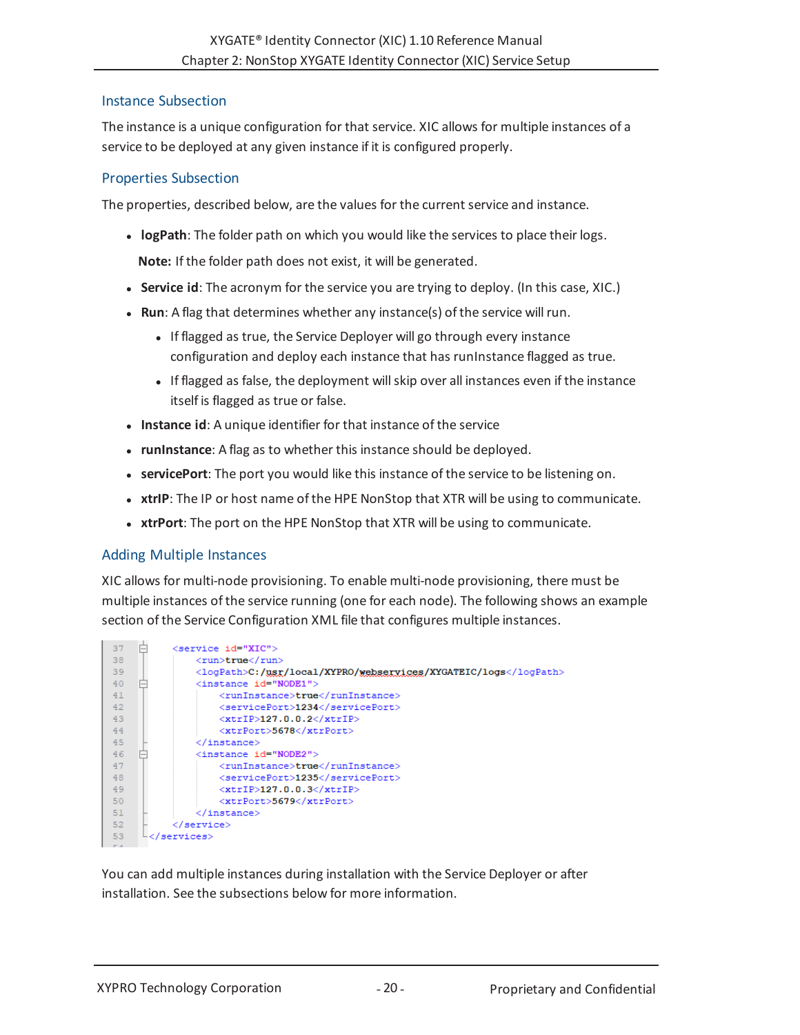### Instance Subsection

The instance is a unique configuration for that service. XIC allows for multiple instances of a service to be deployed at any given instance if it is configured properly.

### Properties Subsection

The properties, described below, are the values for the current service and instance.

- **logPath**: The folder path on which you would like the services to place their logs.

  **Note:** If the folder path does not exist, it will be generated.

- **Service id**: The acronym for the service you are trying to deploy. (In this case, XIC.)
- **Run**: A flag that determines whether any instance(s) of the service will run.
  - If flagged as true, the Service Deployer will go through every instance configuration and deploy each instance that has runInstance flagged as true.
  - If flagged as false, the deployment will skip over all instances even if the instance itself is flagged as true or false.
- **Instance id**: A unique identifier for that instance of the service
- **runInstance**: A flag as to whether this instance should be deployed.
- **servicePort**: The port you would like this instance of the service to be listening on.
- **xtrIP**: The IP or host name of the HPE NonStop that XTR will be using to communicate.
- **xtrPort**: The port on the HPE NonStop that XTR will be using to communicate.

### Adding Multiple Instances

XIC allows for multi-node provisioning. To enable multi-node provisioning, there must be multiple instances of the service running (one for each node). The following shows an example section of the Service Configuration XML file that configures multiple instances.

```
37      <service id="XIC">
38          <run>true</run>
39          <logPath>C:/usr/local/XYPRO/webservices/XYGATEIC/logs</logPath>
40          <instance id="NODE1">
41              <runInstance>true</runInstance>
42              <servicePort>1234</servicePort>
43              <xtrIP>127.0.0.2</xtrIP>
44              <xtrPort>5678</xtrPort>
45          </instance>
46          <instance id="NODE2">
47              <runInstance>true</runInstance>
48              <servicePort>1235</servicePort>
49              <xtrIP>127.0.0.3</xtrIP>
50              <xtrPort>5679</xtrPort>
51          </instance>
52      </service>
53  </services>
```

You can add multiple instances during installation with the Service Deployer or after installation. See the subsections below for more information.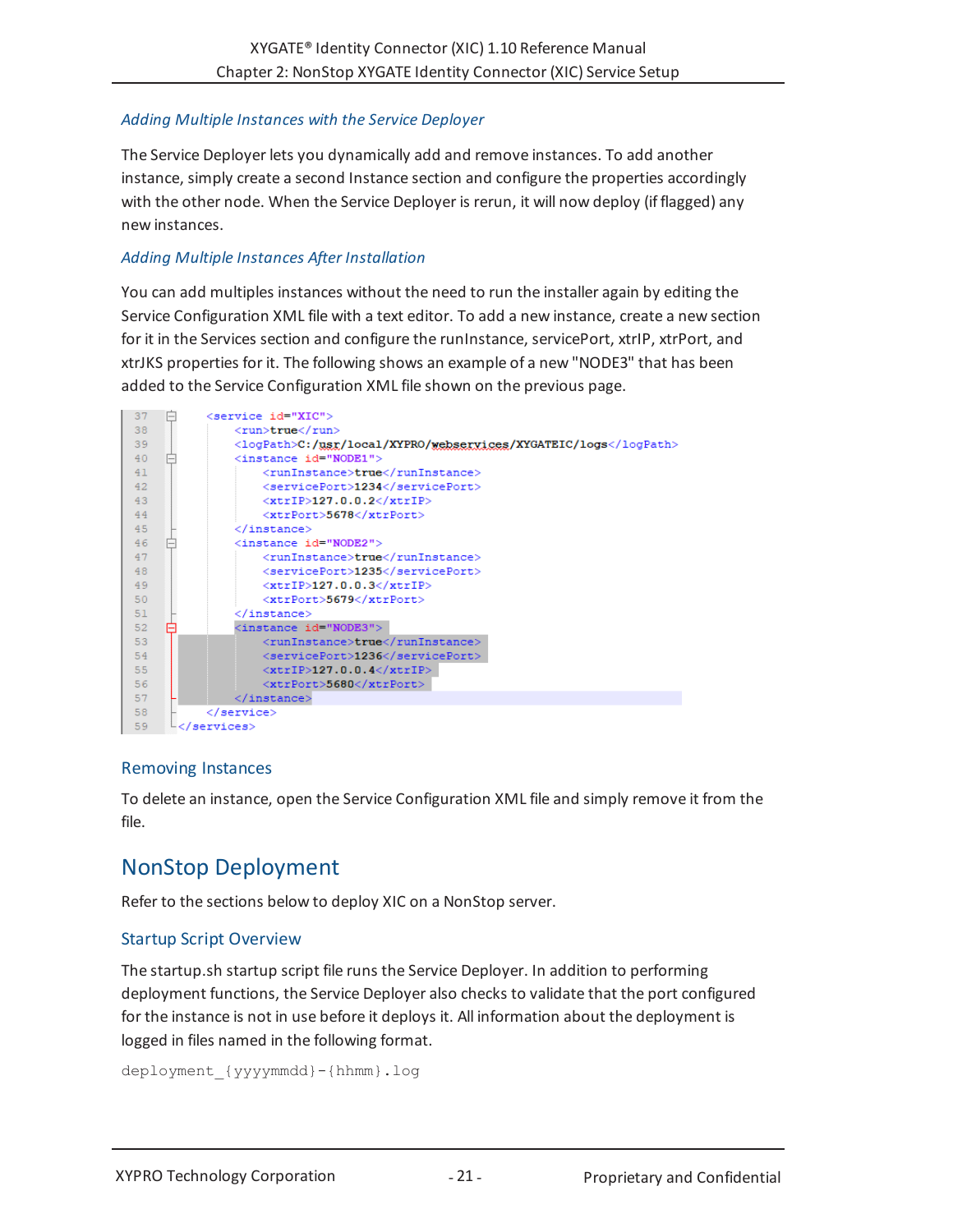### *Adding Multiple Instances with the Service Deployer*

The Service Deployer lets you dynamically add and remove instances. To add another instance, simply create a second Instance section and configure the properties accordingly with the other node. When the Service Deployer is rerun, it will now deploy (if flagged) any new instances.

### *Adding Multiple Instances After Installation*

You can add multiples instances without the need to run the installer again by editing the Service Configuration XML file with a text editor. To add a new instance, create a new section for it in the Services section and configure the runInstance, servicePort, xtrIP, xtrPort, and xtrJKS properties for it. The following shows an example of a new "NODE3" that has been added to the Service Configuration XML file shown on the previous page.

```
37      <service id="XIC">
38          <run>true</run>
39          <logPath>C:/usr/local/XYPRO/webservices/XYGATEIC/logs</logPath>
40          <instance id="NODE1">
41              <runInstance>true</runInstance>
42              <servicePort>1234</servicePort>
43              <xtrIP>127.0.0.2</xtrIP>
44              <xtrPort>5678</xtrPort>
45          </instance>
46          <instance id="NODE2">
47              <runInstance>true</runInstance>
48              <servicePort>1235</servicePort>
49              <xtrIP>127.0.0.3</xtrIP>
50              <xtrPort>5679</xtrPort>
51          </instance>
52          <instance id="NODE3">
53              <runInstance>true</runInstance>
54              <servicePort>1236</servicePort>
55              <xtrIP>127.0.0.4</xtrIP>
56              <xtrPort>5680</xtrPort>
57          </instance>
58      </service>
59  </services>
```

## Removing Instances

To delete an instance, open the Service Configuration XML file and simply remove it from the file.

# NonStop Deployment

Refer to the sections below to deploy XIC on a NonStop server.

## Startup Script Overview

The startup.sh startup script file runs the Service Deployer. In addition to performing deployment functions, the Service Deployer also checks to validate that the port configured for the instance is not in use before it deploys it. All information about the deployment is logged in files named in the following format.

```
deployment_{yyyymmdd}-{hhmm}.log
```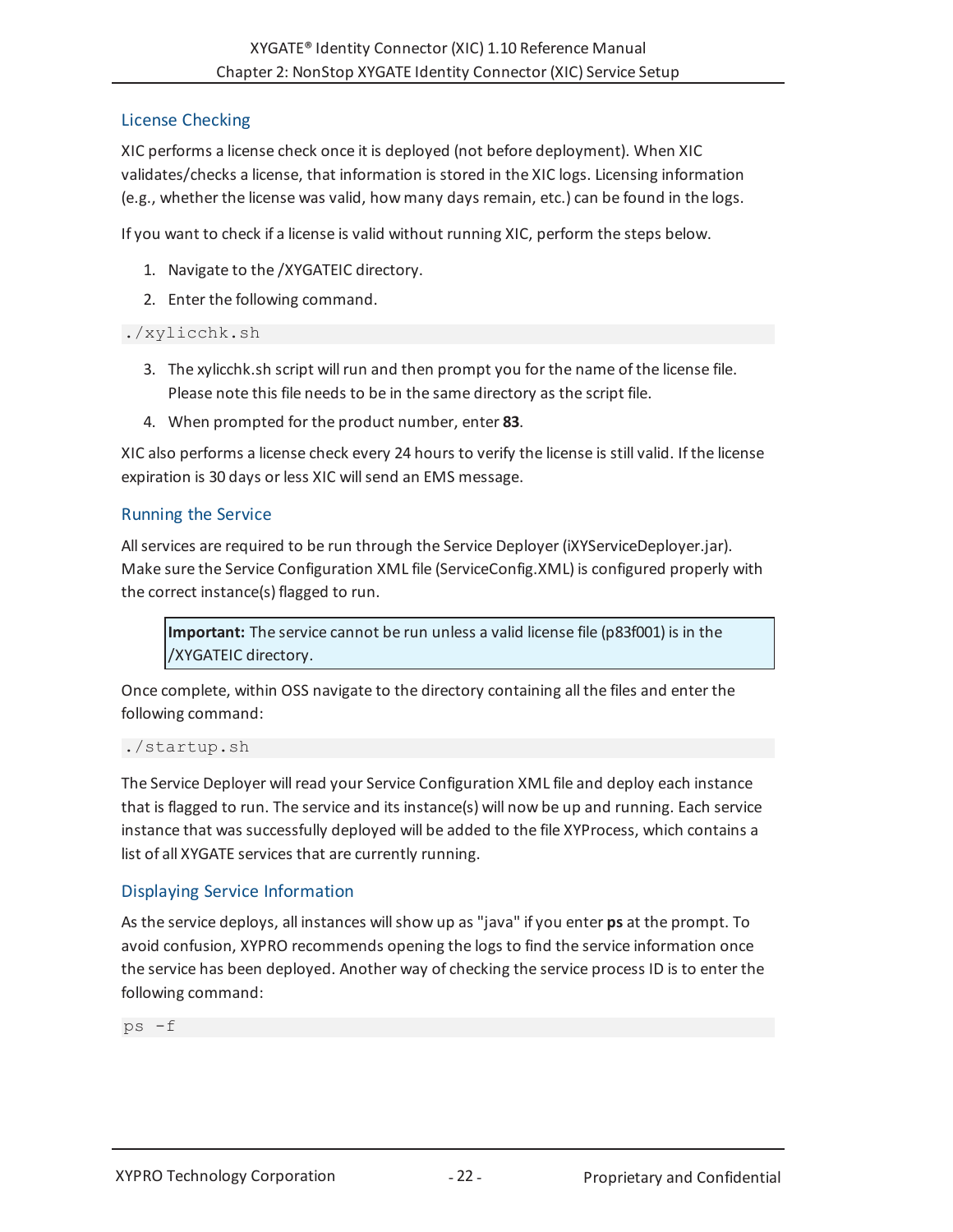## License Checking

XIC performs a license check once it is deployed (not before deployment). When XIC validates/checks a license, that information is stored in the XIC logs. Licensing information (e.g., whether the license was valid, how many days remain, etc.) can be found in the logs.

If you want to check if a license is valid without running XIC, perform the steps below.

1. Navigate to the /XYGATEIC directory.
2. Enter the following command.

```
./xylicchk.sh
```

3. The xylicchk.sh script will run and then prompt you for the name of the license file. Please note this file needs to be in the same directory as the script file.
4. When prompted for the product number, enter **83**.

XIC also performs a license check every 24 hours to verify the license is still valid. If the license expiration is 30 days or less XIC will send an EMS message.

## Running the Service

All services are required to be run through the Service Deployer (iXYServiceDeployer.jar). Make sure the Service Configuration XML file (ServiceConfig.XML) is configured properly with the correct instance(s) flagged to run.

> **Important:** The service cannot be run unless a valid license file (p83f001) is in the /XYGATEIC directory.

Once complete, within OSS navigate to the directory containing all the files and enter the following command:

```
./startup.sh
```

The Service Deployer will read your Service Configuration XML file and deploy each instance that is flagged to run. The service and its instance(s) will now be up and running. Each service instance that was successfully deployed will be added to the file XYProcess, which contains a list of all XYGATE services that are currently running.

## Displaying Service Information

As the service deploys, all instances will show up as "java" if you enter **ps** at the prompt. To avoid confusion, XYPRO recommends opening the logs to find the service information once the service has been deployed. Another way of checking the service process ID is to enter the following command:

```
ps -f
```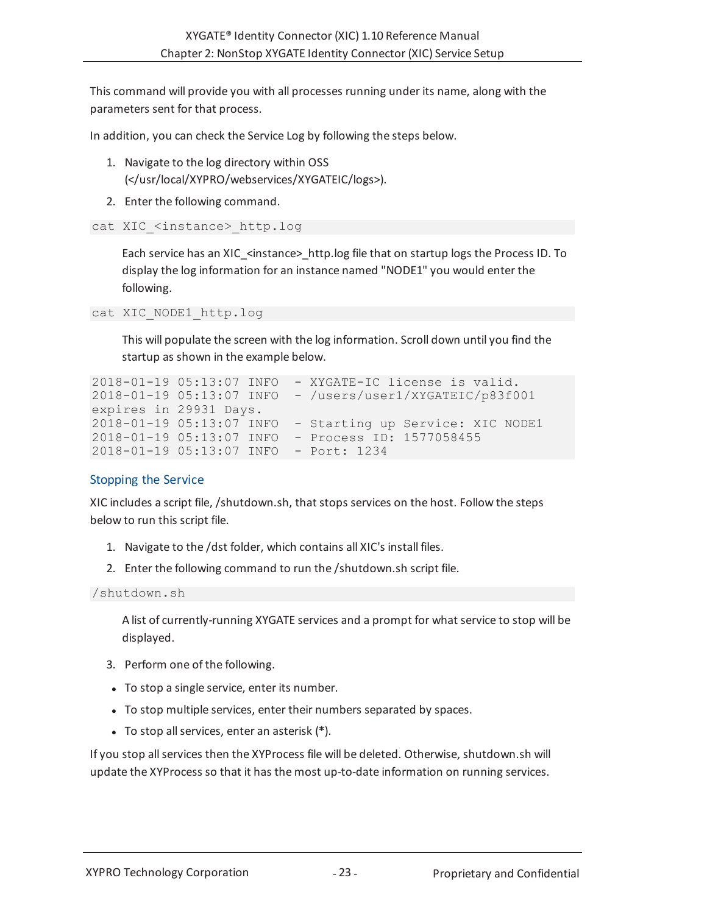This command will provide you with all processes running under its name, along with the parameters sent for that process.

In addition, you can check the Service Log by following the steps below.

1. Navigate to the log directory within OSS (</usr/local/XYPRO/webservices/XYGATEIC/logs>).
2. Enter the following command.

```
cat XIC_<instance>_http.log
```

Each service has an XIC_<instance>_http.log file that on startup logs the Process ID. To display the log information for an instance named "NODE1" you would enter the following.

```
cat XIC_NODE1_http.log
```

This will populate the screen with the log information. Scroll down until you find the startup as shown in the example below.

```
2018-01-19 05:13:07 INFO  - XYGATE-IC license is valid.
2018-01-19 05:13:07 INFO  - /users/user1/XYGATEIC/p83f001
expires in 29931 Days.
2018-01-19 05:13:07 INFO  - Starting up Service: XIC NODE1
2018-01-19 05:13:07 INFO  - Process ID: 1577058455
2018-01-19 05:13:07 INFO  - Port: 1234
```

### Stopping the Service

XIC includes a script file, /shutdown.sh, that stops services on the host. Follow the steps below to run this script file.

1. Navigate to the /dst folder, which contains all XIC's install files.
2. Enter the following command to run the /shutdown.sh script file.

```
/shutdown.sh
```

A list of currently-running XYGATE services and a prompt for what service to stop will be displayed.

3. Perform one of the following.

- To stop a single service, enter its number.
- To stop multiple services, enter their numbers separated by spaces.
- To stop all services, enter an asterisk (**\***).

If you stop all services then the XYProcess file will be deleted. Otherwise, shutdown.sh will update the XYProcess so that it has the most up-to-date information on running services.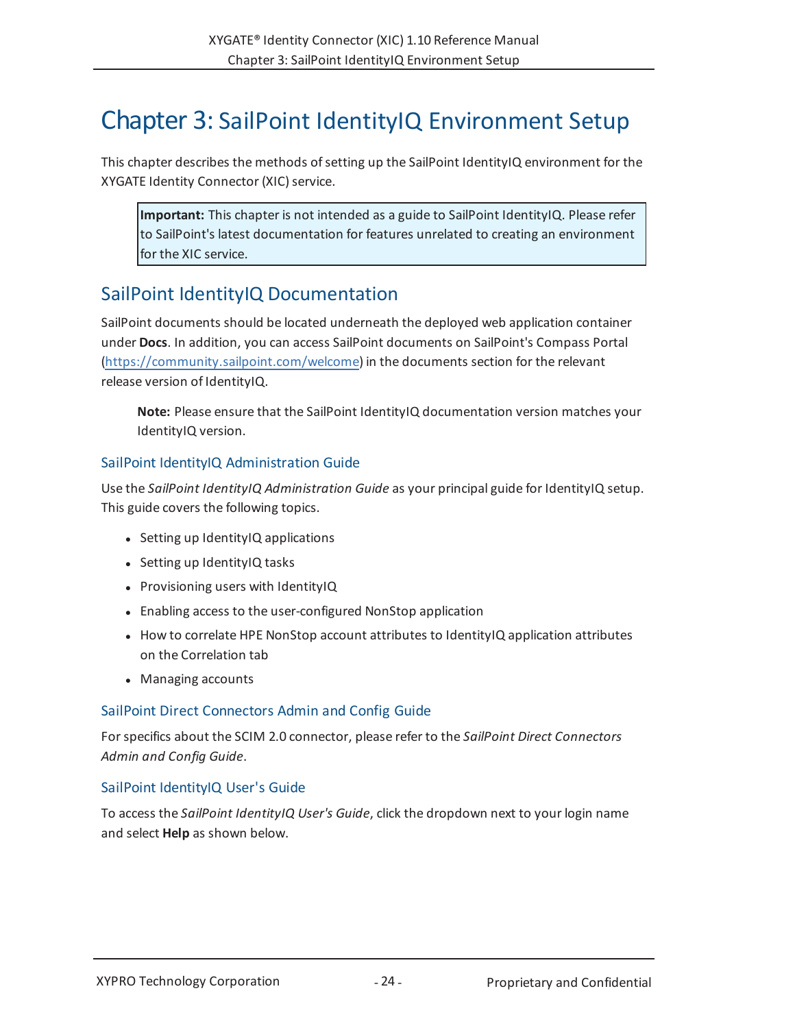# Chapter 3: SailPoint IdentityIQ Environment Setup

This chapter describes the methods of setting up the SailPoint IdentityIQ environment for the XYGATE Identity Connector (XIC) service.

> **Important:** This chapter is not intended as a guide to SailPoint IdentityIQ. Please refer to SailPoint's latest documentation for features unrelated to creating an environment for the XIC service.

## SailPoint IdentityIQ Documentation

SailPoint documents should be located underneath the deployed web application container under **Docs**. In addition, you can access SailPoint documents on SailPoint's Compass Portal (https://community.sailpoint.com/welcome) in the documents section for the relevant release version of IdentityIQ.

> **Note:** Please ensure that the SailPoint IdentityIQ documentation version matches your IdentityIQ version.

### SailPoint IdentityIQ Administration Guide

Use the *SailPoint IdentityIQ Administration Guide* as your principal guide for IdentityIQ setup. This guide covers the following topics.

- Setting up IdentityIQ applications
- Setting up IdentityIQ tasks
- Provisioning users with IdentityIQ
- Enabling access to the user-configured NonStop application
- How to correlate HPE NonStop account attributes to IdentityIQ application attributes on the Correlation tab
- Managing accounts

### SailPoint Direct Connectors Admin and Config Guide

For specifics about the SCIM 2.0 connector, please refer to the *SailPoint Direct Connectors Admin and Config Guide*.

### SailPoint IdentityIQ User's Guide

To access the *SailPoint IdentityIQ User's Guide*, click the dropdown next to your login name and select **Help** as shown below.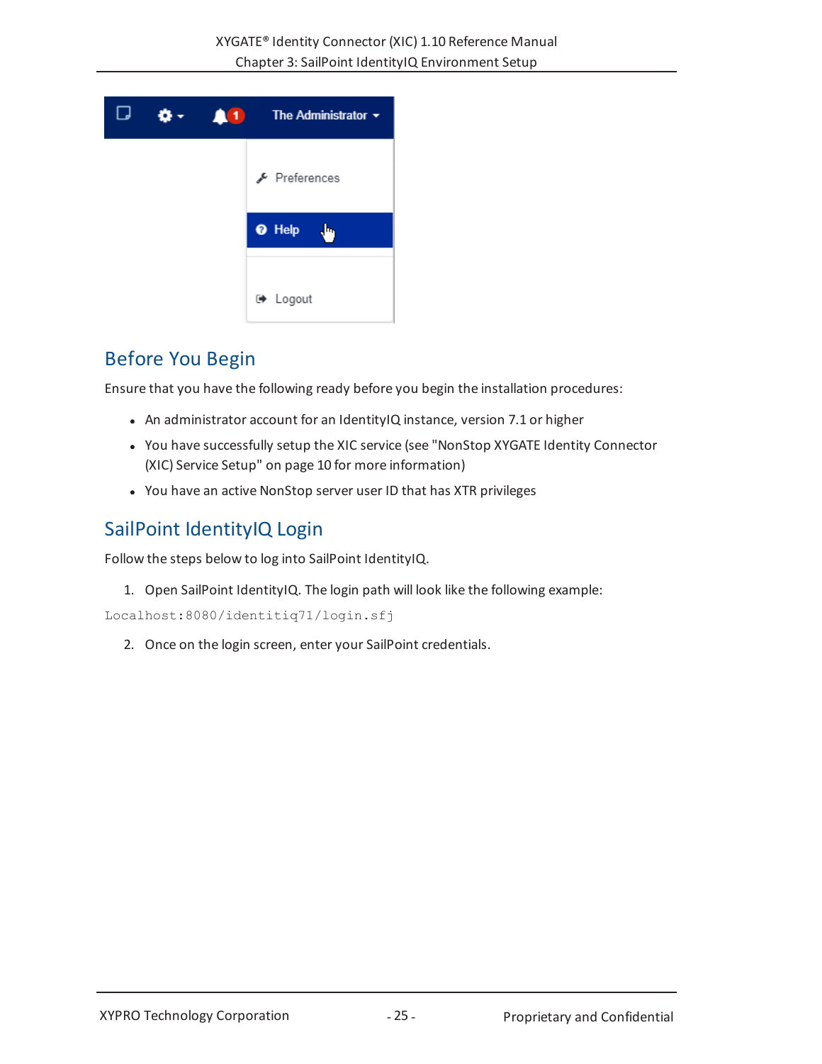## Before You Begin

Ensure that you have the following ready before you begin the installation procedures:

- An administrator account for an IdentityIQ instance, version 7.1 or higher
- You have successfully setup the XIC service (see "NonStop XYGATE Identity Connector (XIC) Service Setup" on page 10 for more information)
- You have an active NonStop server user ID that has XTR privileges

## SailPoint IdentityIQ Login

Follow the steps below to log into SailPoint IdentityIQ.

1. Open SailPoint IdentityIQ. The login path will look like the following example:

```
Localhost:8080/identitiq71/login.sfj
```

2. Once on the login screen, enter your SailPoint credentials.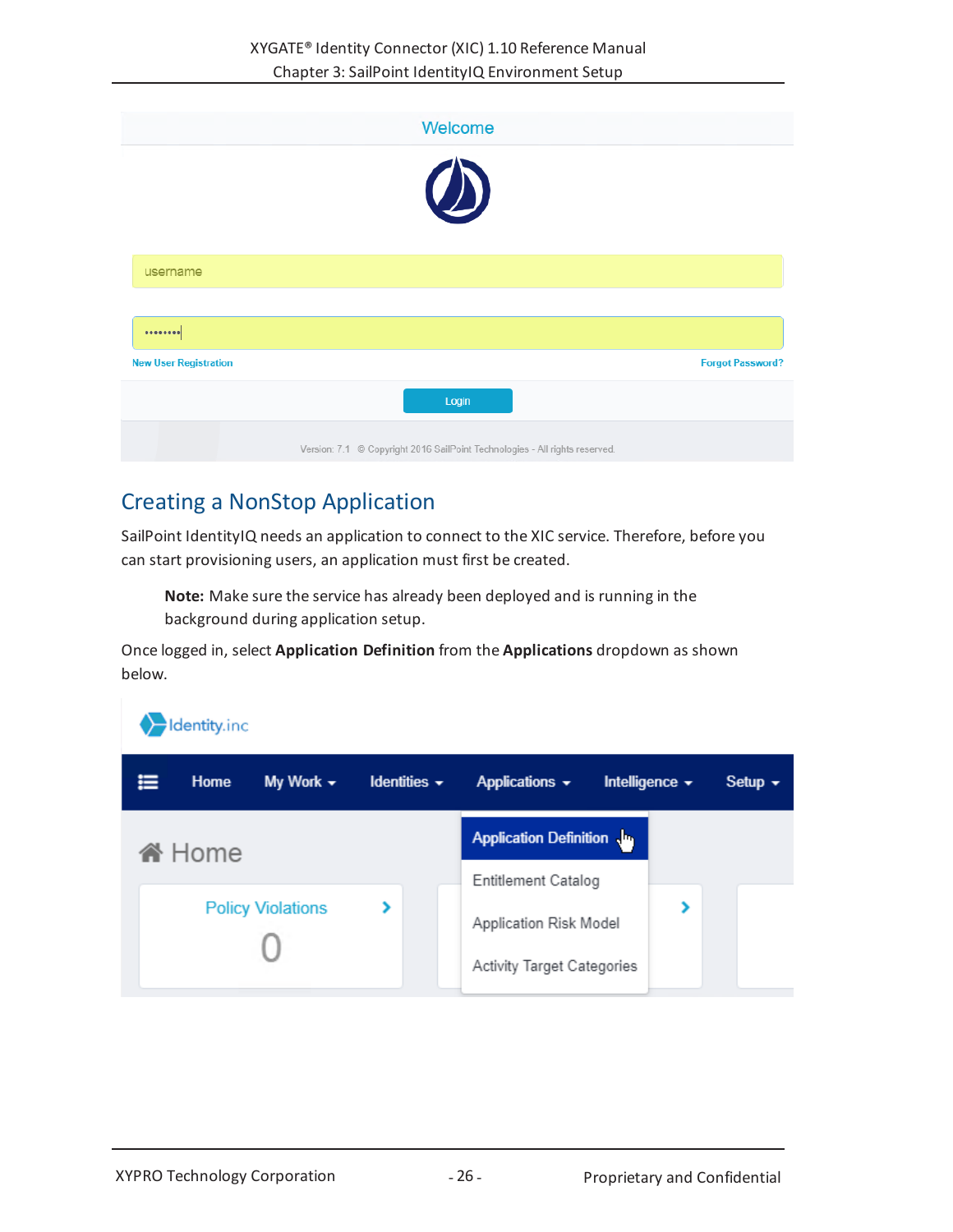## Creating a NonStop Application

SailPoint IdentityIQ needs an application to connect to the XIC service. Therefore, before you can start provisioning users, an application must first be created.

> **Note:** Make sure the service has already been deployed and is running in the background during application setup.

Once logged in, select **Application Definition** from the **Applications** dropdown as shown below.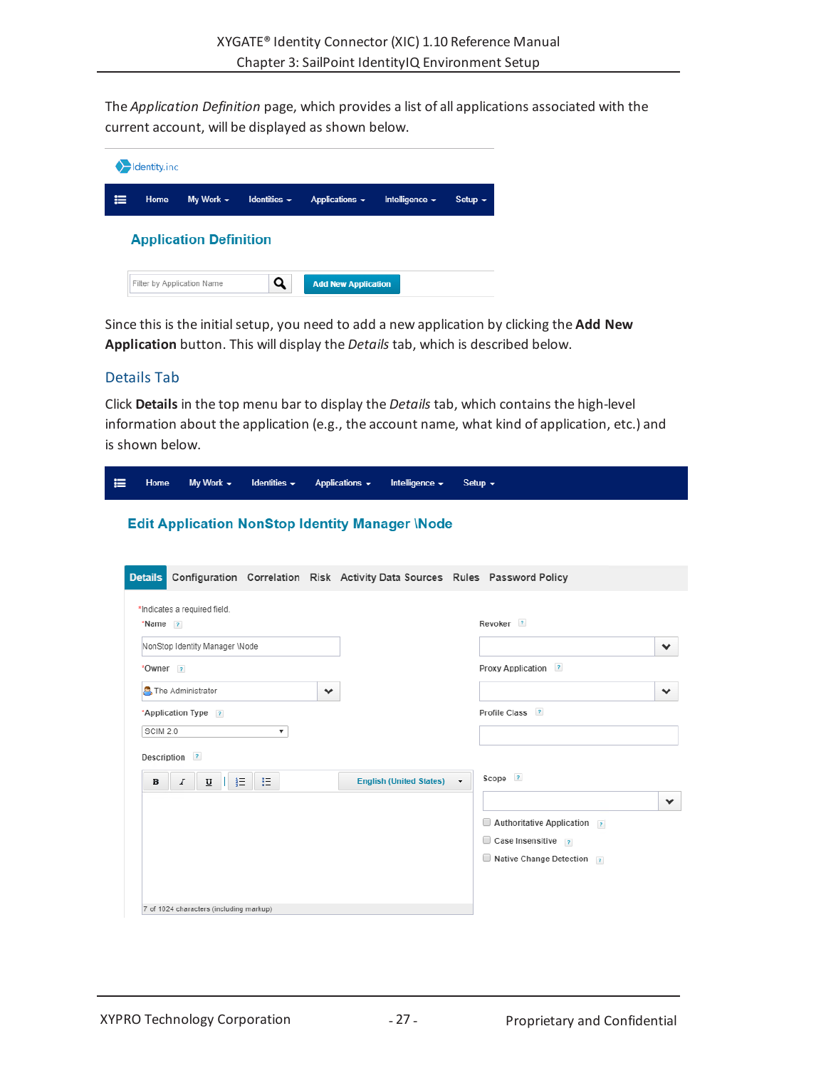The *Application Definition* page, which provides a list of all applications associated with the current account, will be displayed as shown below.

Since this is the initial setup, you need to add a new application by clicking the **Add New Application** button. This will display the *Details* tab, which is described below.

## Details Tab

Click **Details** in the top menu bar to display the *Details* tab, which contains the high-level information about the application (e.g., the account name, what kind of application, etc.) and is shown below.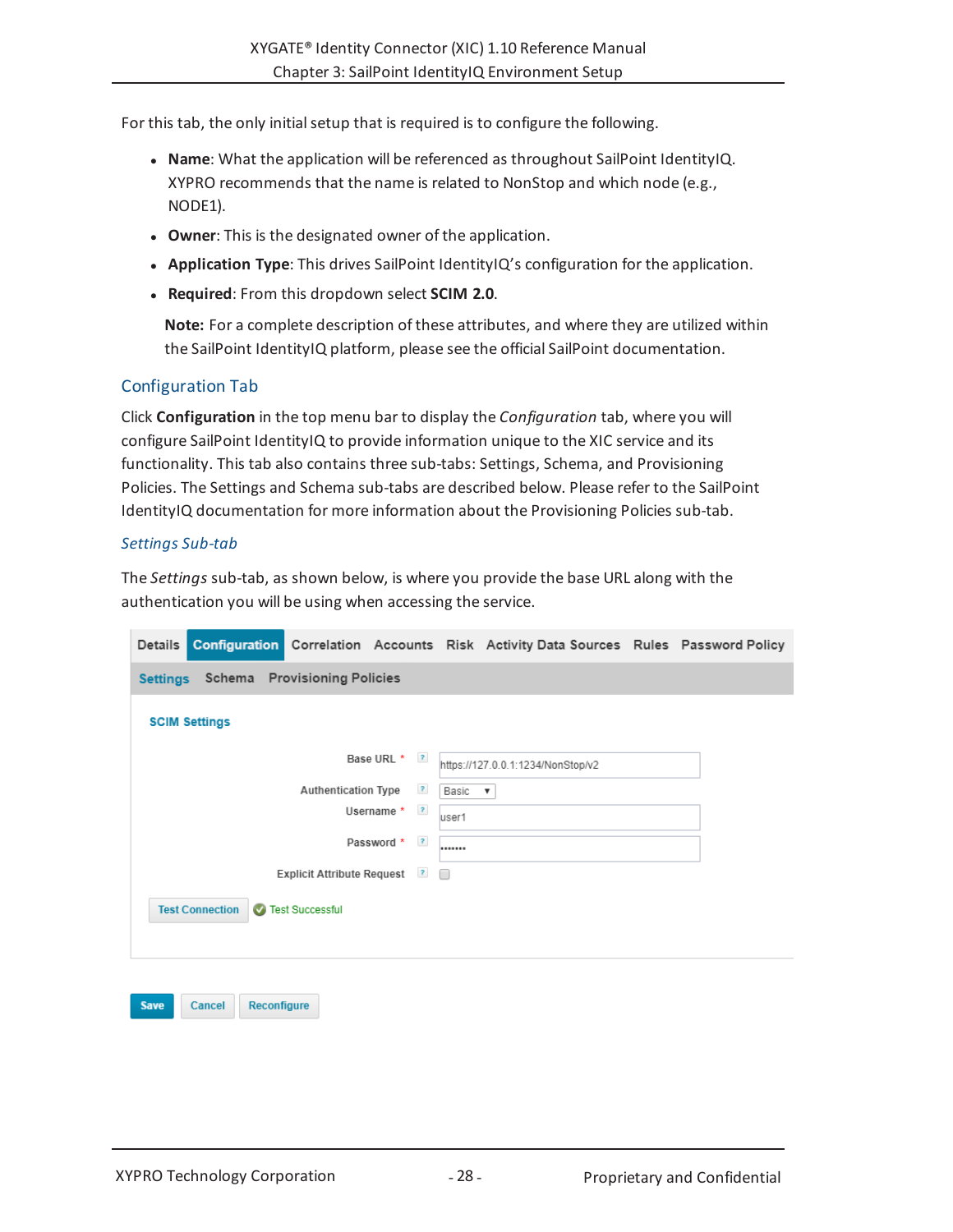For this tab, the only initial setup that is required is to configure the following.

- **Name**: What the application will be referenced as throughout SailPoint IdentityIQ. XYPRO recommends that the name is related to NonStop and which node (e.g., NODE1).
- **Owner**: This is the designated owner of the application.
- **Application Type**: This drives SailPoint IdentityIQ's configuration for the application.
- **Required**: From this dropdown select **SCIM 2.0**.

  **Note:** For a complete description of these attributes, and where they are utilized within the SailPoint IdentityIQ platform, please see the official SailPoint documentation.

## Configuration Tab

Click **Configuration** in the top menu bar to display the *Configuration* tab, where you will configure SailPoint IdentityIQ to provide information unique to the XIC service and its functionality. This tab also contains three sub-tabs: Settings, Schema, and Provisioning Policies. The Settings and Schema sub-tabs are described below. Please refer to the SailPoint IdentityIQ documentation for more information about the Provisioning Policies sub-tab.

### *Settings Sub-tab*

The *Settings* sub-tab, as shown below, is where you provide the base URL along with the authentication you will be using when accessing the service.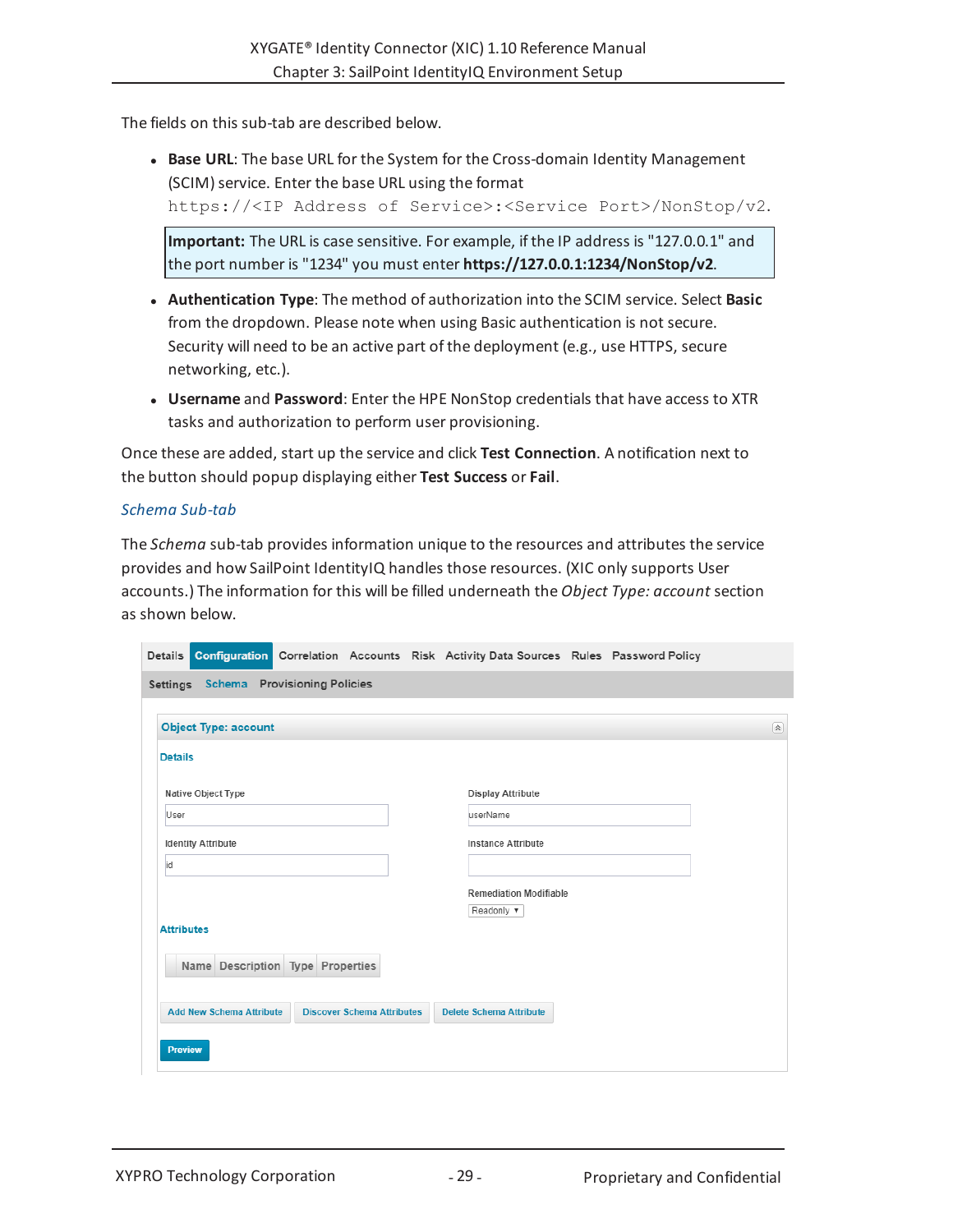The fields on this sub-tab are described below.

- **Base URL**: The base URL for the System for the Cross-domain Identity Management (SCIM) service. Enter the base URL using the format `https://<IP Address of Service>:<Service Port>/NonStop/v2`.

  > **Important:** The URL is case sensitive. For example, if the IP address is "127.0.0.1" and the port number is "1234" you must enter **https://127.0.0.1:1234/NonStop/v2**.

- **Authentication Type**: The method of authorization into the SCIM service. Select **Basic** from the dropdown. Please note when using Basic authentication is not secure. Security will need to be an active part of the deployment (e.g., use HTTPS, secure networking, etc.).
- **Username** and **Password**: Enter the HPE NonStop credentials that have access to XTR tasks and authorization to perform user provisioning.

Once these are added, start up the service and click **Test Connection**. A notification next to the button should popup displaying either **Test Success** or **Fail**.

### *Schema Sub-tab*

The *Schema* sub-tab provides information unique to the resources and attributes the service provides and how SailPoint IdentityIQ handles those resources. (XIC only supports User accounts.) The information for this will be filled underneath the *Object Type: account* section as shown below.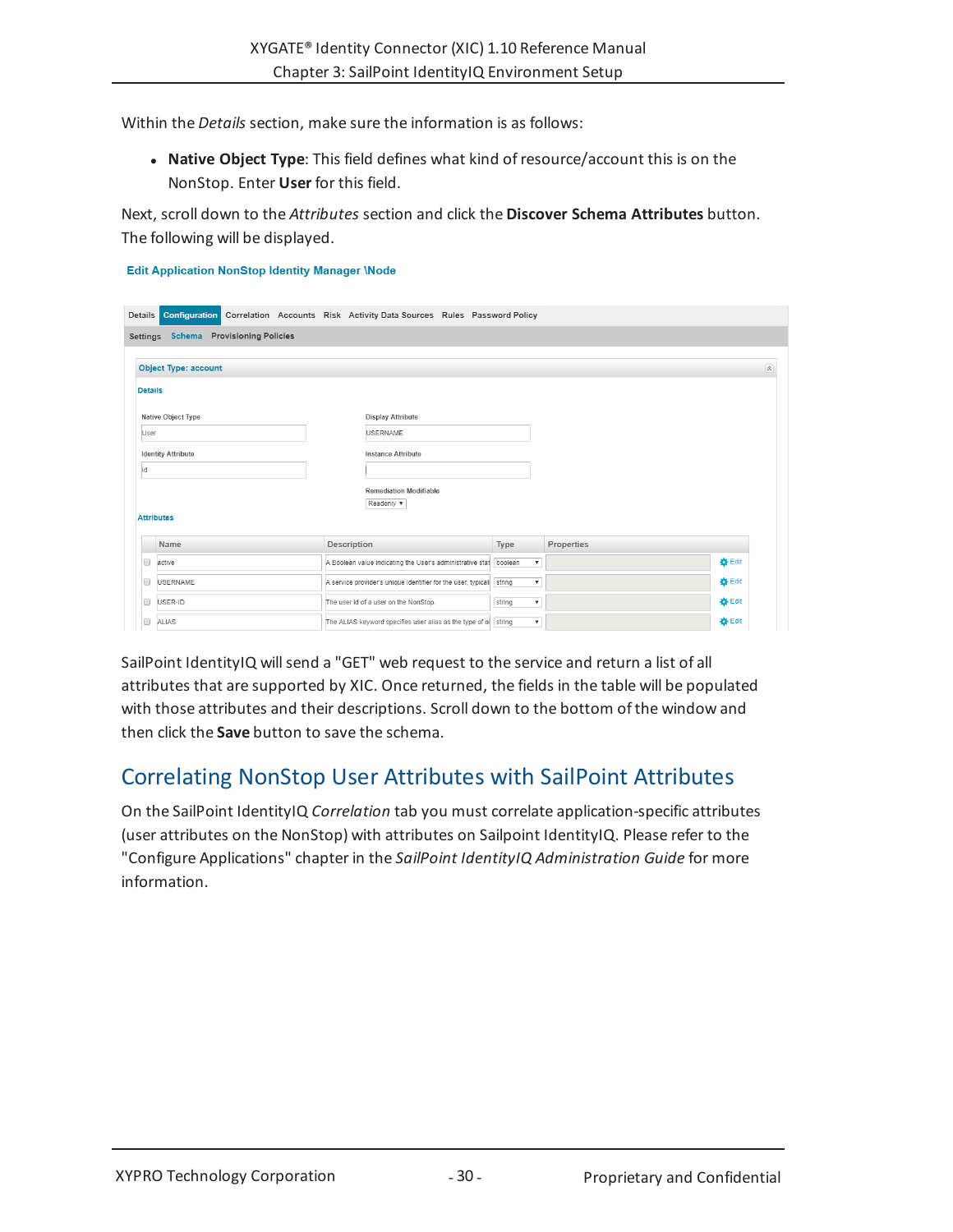Within the *Details* section, make sure the information is as follows:

- **Native Object Type**: This field defines what kind of resource/account this is on the NonStop. Enter **User** for this field.

Next, scroll down to the *Attributes* section and click the **Discover Schema Attributes** button. The following will be displayed.

SailPoint IdentityIQ will send a "GET" web request to the service and return a list of all attributes that are supported by XIC. Once returned, the fields in the table will be populated with those attributes and their descriptions. Scroll down to the bottom of the window and then click the **Save** button to save the schema.

## Correlating NonStop User Attributes with SailPoint Attributes

On the SailPoint IdentityIQ *Correlation* tab you must correlate application-specific attributes (user attributes on the NonStop) with attributes on Sailpoint IdentityIQ. Please refer to the "Configure Applications" chapter in the *SailPoint IdentityIQ Administration Guide* for more information.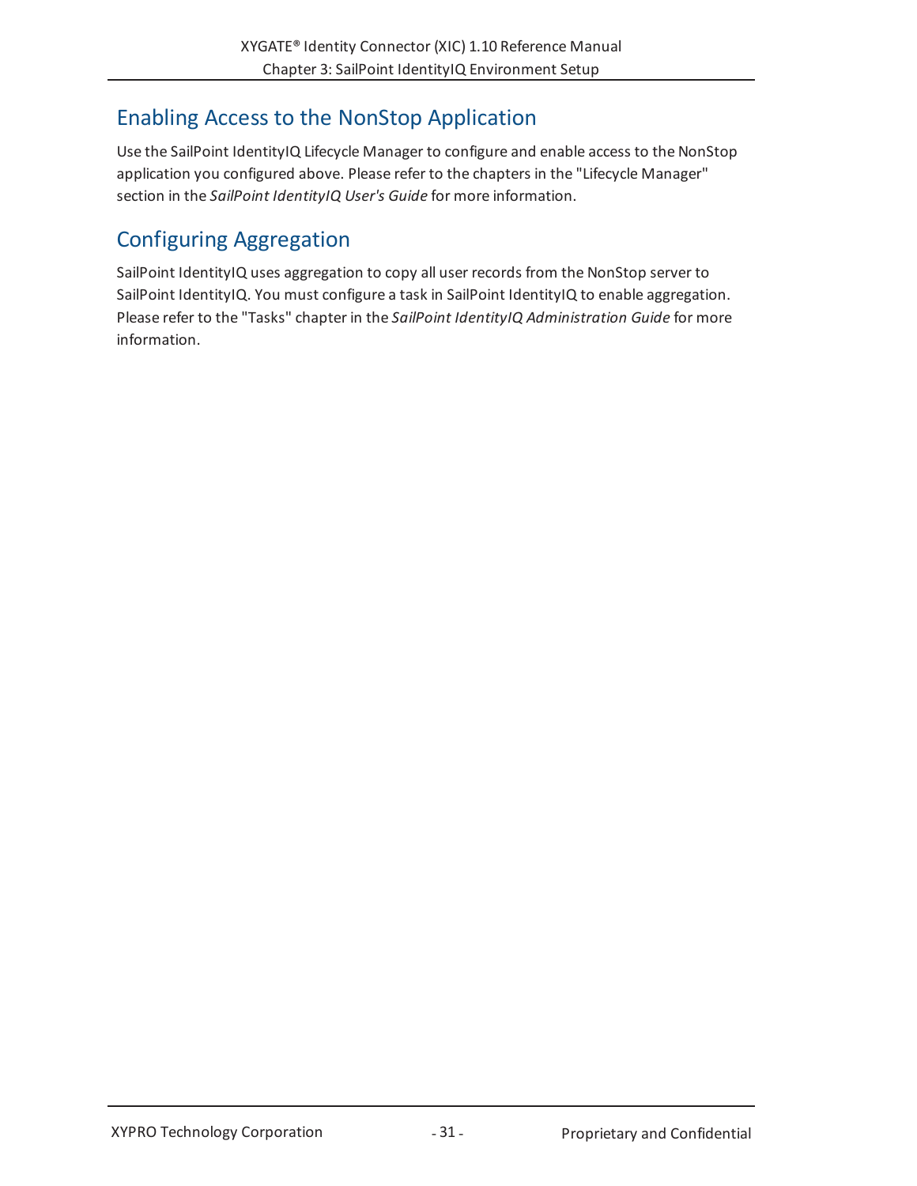## Enabling Access to the NonStop Application

Use the SailPoint IdentityIQ Lifecycle Manager to configure and enable access to the NonStop application you configured above. Please refer to the chapters in the "Lifecycle Manager" section in the *SailPoint IdentityIQ User's Guide* for more information.

## Configuring Aggregation

SailPoint IdentityIQ uses aggregation to copy all user records from the NonStop server to SailPoint IdentityIQ. You must configure a task in SailPoint IdentityIQ to enable aggregation. Please refer to the "Tasks" chapter in the *SailPoint IdentityIQ Administration Guide* for more information.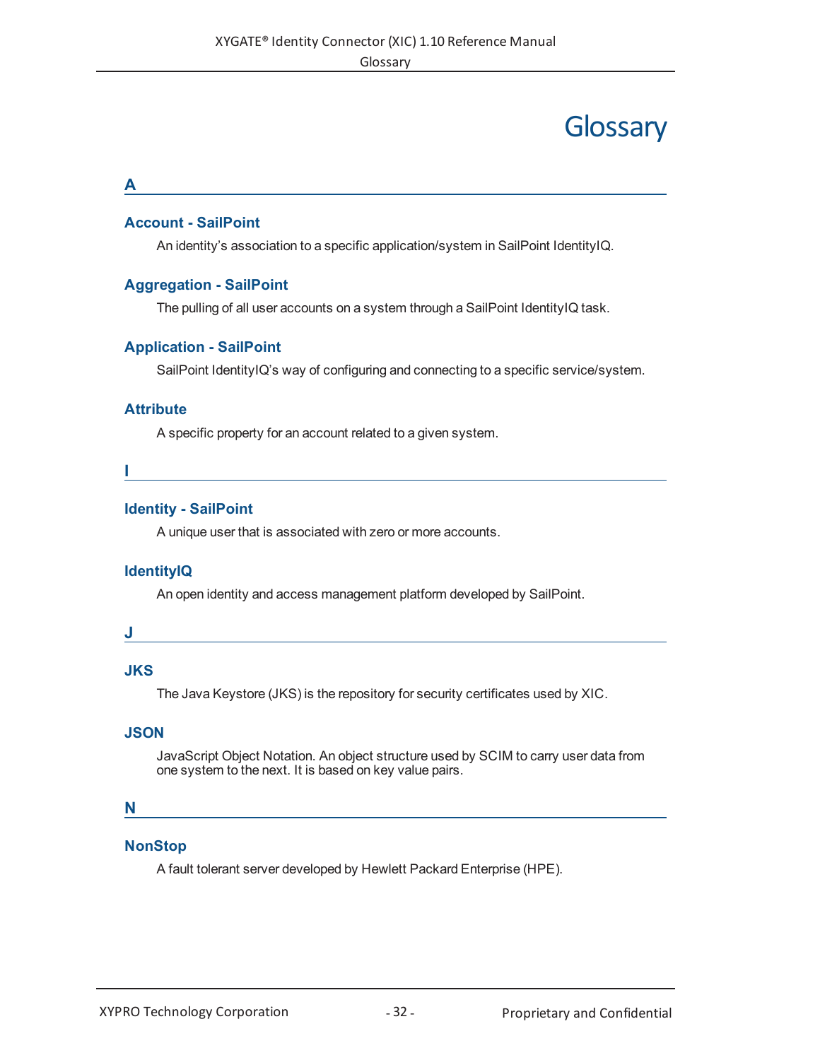# Glossary

## A

### Account - SailPoint

An identity's association to a specific application/system in SailPoint IdentityIQ.

### Aggregation - SailPoint

The pulling of all user accounts on a system through a SailPoint IdentityIQ task.

### Application - SailPoint

SailPoint IdentityIQ's way of configuring and connecting to a specific service/system.

### Attribute

A specific property for an account related to a given system.

## I

### Identity - SailPoint

A unique user that is associated with zero or more accounts.

### IdentityIQ

An open identity and access management platform developed by SailPoint.

## J

### JKS

The Java Keystore (JKS) is the repository for security certificates used by XIC.

### JSON

JavaScript Object Notation. An object structure used by SCIM to carry user data from one system to the next. It is based on key value pairs.

## N

### NonStop

A fault tolerant server developed by Hewlett Packard Enterprise (HPE).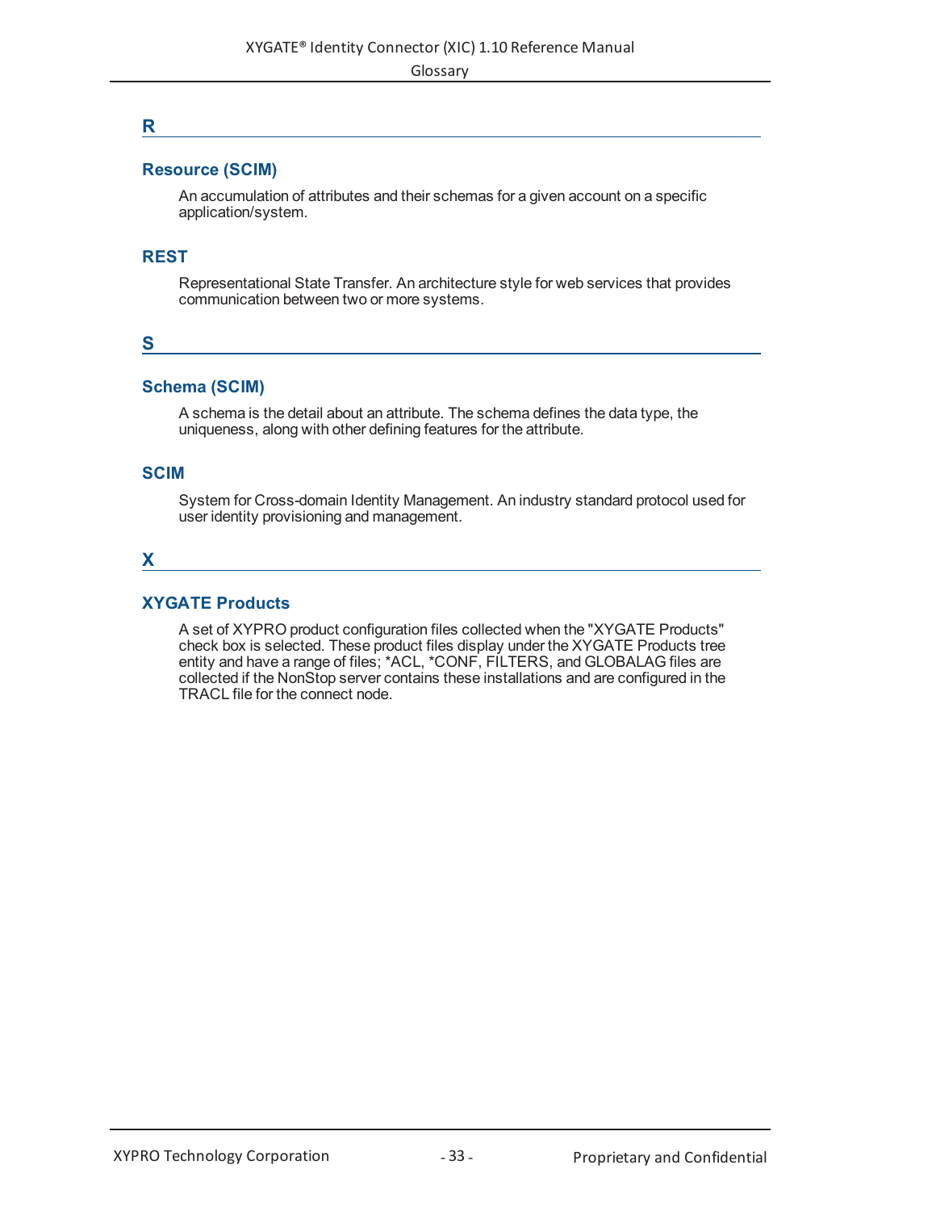## R

### Resource (SCIM)

An accumulation of attributes and their schemas for a given account on a specific application/system.

### REST

Representational State Transfer. An architecture style for web services that provides communication between two or more systems.

## S

### Schema (SCIM)

A schema is the detail about an attribute. The schema defines the data type, the uniqueness, along with other defining features for the attribute.

### SCIM

System for Cross-domain Identity Management. An industry standard protocol used for user identity provisioning and management.

## X

### XYGATE Products

A set of XYPRO product configuration files collected when the "XYGATE Products" check box is selected. These product files display under the XYGATE Products tree entity and have a range of files; *ACL, *CONF, FILTERS, and GLOBALAG files are collected if the NonStop server contains these installations and are configured in the TRACL file for the connect node.